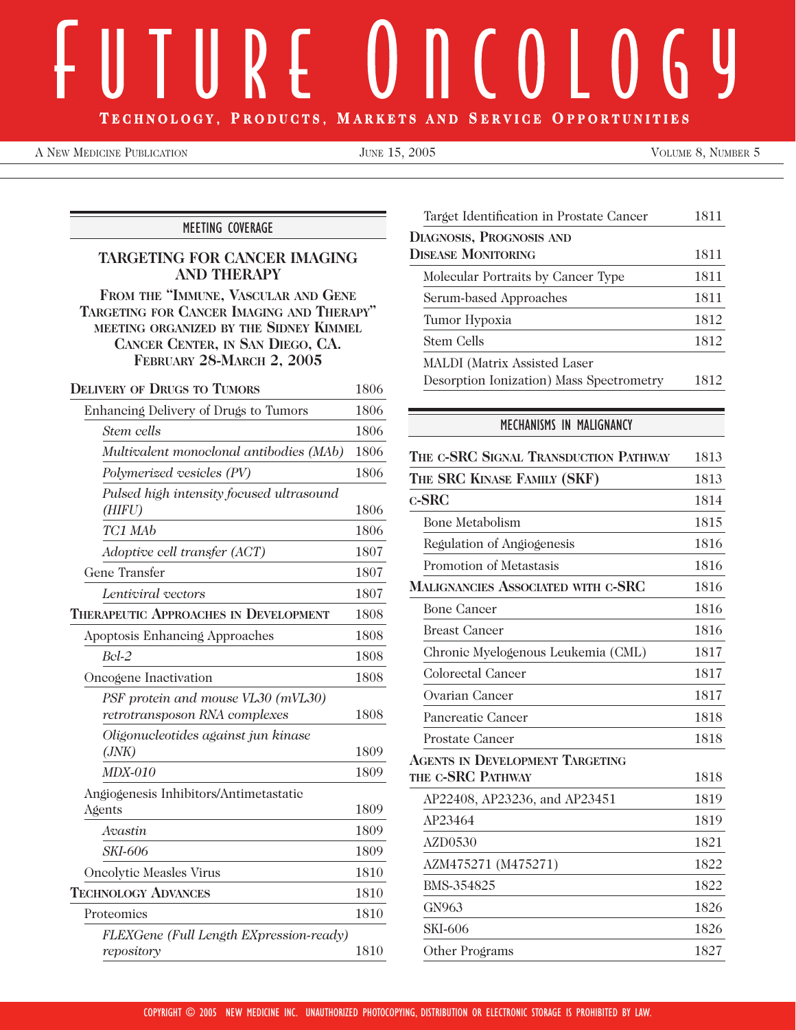# FUTURE ONCOLOGY

**TECHNOLOGY, PRODUCTS, MARKETS AND SERVICE OPPORTUNITIES**

A NEW MEDICINE PUBLICATION | JUNE 15, 2005 | VOLUME 8, NUMBER 5

## MEETING COVERAGE

### TARGETING FOR CANCER IMAGING AND THERAPY

**FROM THE "IMMUNE, VASCULAR AND GENE TARGETING FOR CANCER IMAGING AND THERAPY" MEETING ORGANIZED BY THE SIDNEY KIMMEL CANCER CENTER, IN SAN DIEGO, CA. FEBRUARY 28-MARCH 2, 2005**

| | |
|---|---|
| **DELIVERY OF DRUGS TO TUMORS** | 1806 |
| Enhancing Delivery of Drugs to Tumors | 1806 |
| *Stem cells* | 1806 |
| *Multivalent monoclonal antibodies (MAb)* | 1806 |
| *Polymerized vesicles (PV)* | 1806 |
| *Pulsed high intensity focused ultrasound (HIFU)* | 1806 |
| *TC1 MAb* | 1806 |
| *Adoptive cell transfer (ACT)* | 1807 |
| Gene Transfer | 1807 |
| *Lentiviral vectors* | 1807 |
| **THERAPEUTIC APPROACHES IN DEVELOPMENT** | 1808 |
| Apoptosis Enhancing Approaches | 1808 |
| *Bcl-2* | 1808 |
| Oncogene Inactivation | 1808 |
| *PSF protein and mouse VL30 (mVL30) retrotransposon RNA complexes* | 1808 |
| *Oligonucleotides against jun kinase (JNK)* | 1809 |
| *MDX-010* | 1809 |
| Angiogenesis Inhibitors/Antimetastatic Agents | 1809 |
| *Avastin* | 1809 |
| *SKI-606* | 1809 |
| Oncolytic Measles Virus | 1810 |
| **TECHNOLOGY ADVANCES** | 1810 |
| Proteomics | 1810 |
| *FLEXGene (Full Length EXpression-ready) repository* | 1810 |
| Target Identification in Prostate Cancer | 1811 |
| **DIAGNOSIS, PROGNOSIS AND DISEASE MONITORING** | 1811 |
| Molecular Portraits by Cancer Type | 1811 |
| Serum-based Approaches | 1811 |
| Tumor Hypoxia | 1812 |
| Stem Cells | 1812 |
| MALDI (Matrix Assisted Laser Desorption Ionization) Mass Spectrometry | 1812 |

## MECHANISMS IN MALIGNANCY

| | |
|---|---|
| **THE C-SRC SIGNAL TRANSDUCTION PATHWAY** | 1813 |
| **THE SRC KINASE FAMILY (SKF)** | 1813 |
| **C-SRC** | 1814 |
| Bone Metabolism | 1815 |
| Regulation of Angiogenesis | 1816 |
| Promotion of Metastasis | 1816 |
| **MALIGNANCIES ASSOCIATED WITH C-SRC** | 1816 |
| Bone Cancer | 1816 |
| Breast Cancer | 1816 |
| Chronic Myelogenous Leukemia (CML) | 1817 |
| Colorectal Cancer | 1817 |
| Ovarian Cancer | 1817 |
| Pancreatic Cancer | 1818 |
| Prostate Cancer | 1818 |
| **AGENTS IN DEVELOPMENT TARGETING THE C-SRC PATHWAY** | 1818 |
| AP22408, AP23236, and AP23451 | 1819 |
| AP23464 | 1819 |
| AZD0530 | 1821 |
| AZM475271 (M475271) | 1822 |
| BMS-354825 | 1822 |
| GN963 | 1826 |
| SKI-606 | 1826 |
| Other Programs | 1827 |

COPYRIGHT © 2005 NEW MEDICINE INC. UNAUTHORIZED PHOTOCOPYING, DISTRIBUTION OR ELECTRONIC STORAGE IS PROHIBITED BY LAW.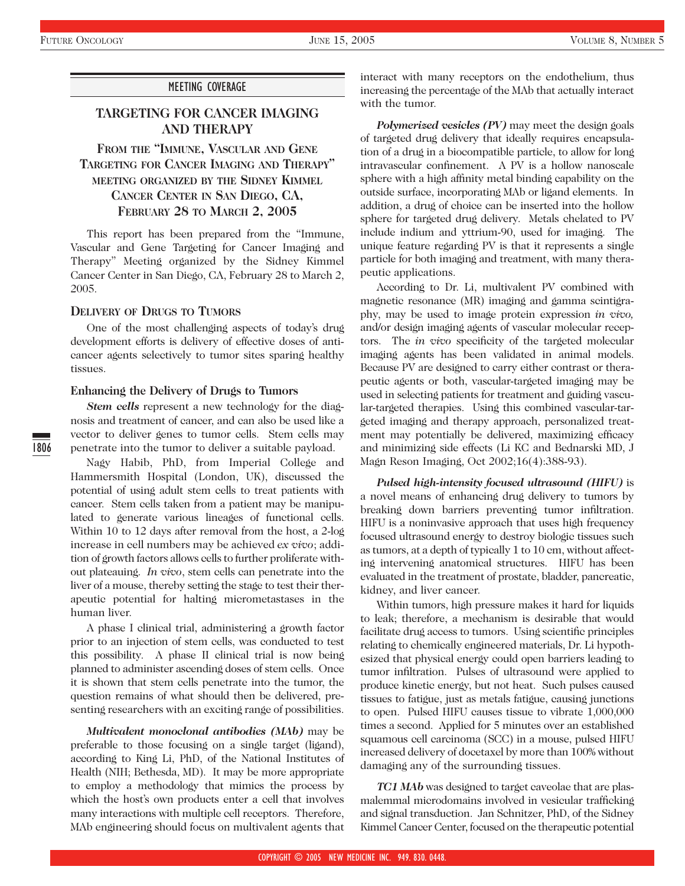MEETING COVERAGE

# TARGETING FOR CANCER IMAGING AND THERAPY

## FROM THE "IMMUNE, VASCULAR AND GENE TARGETING FOR CANCER IMAGING AND THERAPY" MEETING ORGANIZED BY THE SIDNEY KIMMEL CANCER CENTER IN SAN DIEGO, CA, FEBRUARY 28 TO MARCH 2, 2005

This report has been prepared from the "Immune, Vascular and Gene Targeting for Cancer Imaging and Therapy" Meeting organized by the Sidney Kimmel Cancer Center in San Diego, CA, February 28 to March 2, 2005.

## DELIVERY OF DRUGS TO TUMORS

One of the most challenging aspects of today's drug development efforts is delivery of effective doses of anticancer agents selectively to tumor sites sparing healthy tissues.

### Enhancing the Delivery of Drugs to Tumors

***Stem cells*** represent a new technology for the diagnosis and treatment of cancer, and can also be used like a vector to deliver genes to tumor cells. Stem cells may penetrate into the tumor to deliver a suitable payload.

Nagy Habib, PhD, from Imperial College and Hammersmith Hospital (London, UK), discussed the potential of using adult stem cells to treat patients with cancer. Stem cells taken from a patient may be manipulated to generate various lineages of functional cells. Within 10 to 12 days after removal from the host, a 2-log increase in cell numbers may be achieved *ex vivo*; addition of growth factors allows cells to further proliferate without plateauing. *In vivo*, stem cells can penetrate into the liver of a mouse, thereby setting the stage to test their therapeutic potential for halting micrometastases in the human liver.

A phase I clinical trial, administering a growth factor prior to an injection of stem cells, was conducted to test this possibility. A phase II clinical trial is now being planned to administer ascending doses of stem cells. Once it is shown that stem cells penetrate into the tumor, the question remains of what should then be delivered, presenting researchers with an exciting range of possibilities.

***Multivalent monoclonal antibodies (MAb)*** may be preferable to those focusing on a single target (ligand), according to King Li, PhD, of the National Institutes of Health (NIH; Bethesda, MD). It may be more appropriate to employ a methodology that mimics the process by which the host's own products enter a cell that involves many interactions with multiple cell receptors. Therefore, MAb engineering should focus on multivalent agents that interact with many receptors on the endothelium, thus increasing the percentage of the MAb that actually interact with the tumor.

***Polymerized vesicles (PV)*** may meet the design goals of targeted drug delivery that ideally requires encapsulation of a drug in a biocompatible particle, to allow for long intravascular confinement. A PV is a hollow nanoscale sphere with a high affinity metal binding capability on the outside surface, incorporating MAb or ligand elements. In addition, a drug of choice can be inserted into the hollow sphere for targeted drug delivery. Metals chelated to PV include indium and yttrium-90, used for imaging. The unique feature regarding PV is that it represents a single particle for both imaging and treatment, with many therapeutic applications.

According to Dr. Li, multivalent PV combined with magnetic resonance (MR) imaging and gamma scintigraphy, may be used to image protein expression *in vivo,* and/or design imaging agents of vascular molecular receptors. The *in vivo* specificity of the targeted molecular imaging agents has been validated in animal models. Because PV are designed to carry either contrast or therapeutic agents or both, vascular-targeted imaging may be used in selecting patients for treatment and guiding vascular-targeted therapies. Using this combined vascular-targeted imaging and therapy approach, personalized treatment may potentially be delivered, maximizing efficacy and minimizing side effects (Li KC and Bednarski MD, J Magn Reson Imaging, Oct 2002;16(4):388-93).

***Pulsed high-intensity focused ultrasound (HIFU)*** is a novel means of enhancing drug delivery to tumors by breaking down barriers preventing tumor infiltration. HIFU is a noninvasive approach that uses high frequency focused ultrasound energy to destroy biologic tissues such as tumors, at a depth of typically 1 to 10 cm, without affecting intervening anatomical structures. HIFU has been evaluated in the treatment of prostate, bladder, pancreatic, kidney, and liver cancer.

Within tumors, high pressure makes it hard for liquids to leak; therefore, a mechanism is desirable that would facilitate drug access to tumors. Using scientific principles relating to chemically engineered materials, Dr. Li hypothesized that physical energy could open barriers leading to tumor infiltration. Pulses of ultrasound were applied to produce kinetic energy, but not heat. Such pulses caused tissues to fatigue, just as metals fatigue, causing junctions to open. Pulsed HIFU causes tissue to vibrate 1,000,000 times a second. Applied for 5 minutes over an established squamous cell carcinoma (SCC) in a mouse, pulsed HIFU increased delivery of docetaxel by more than 100% without damaging any of the surrounding tissues.

***TC1 MAb*** was designed to target caveolae that are plasmalemmal microdomains involved in vesicular trafficking and signal transduction. Jan Schnitzer, PhD, of the Sidney Kimmel Cancer Center, focused on the therapeutic potential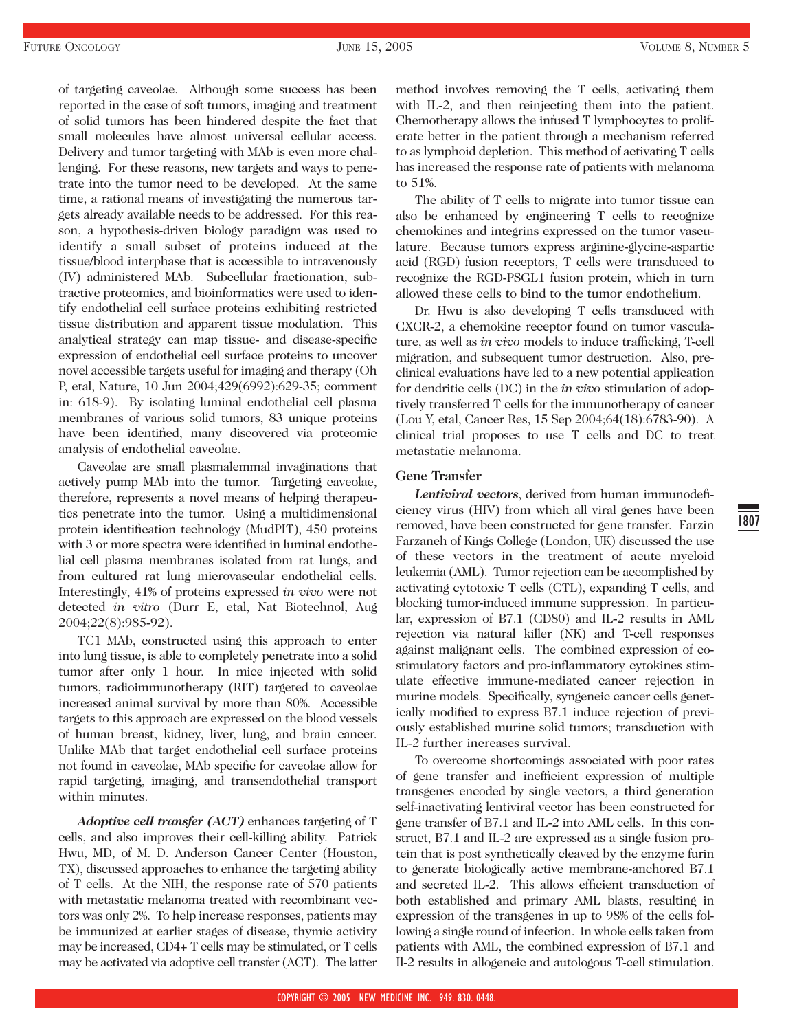of targeting caveolae. Although some success has been reported in the case of soft tumors, imaging and treatment of solid tumors has been hindered despite the fact that small molecules have almost universal cellular access. Delivery and tumor targeting with MAb is even more challenging. For these reasons, new targets and ways to penetrate into the tumor need to be developed. At the same time, a rational means of investigating the numerous targets already available needs to be addressed. For this reason, a hypothesis-driven biology paradigm was used to identify a small subset of proteins induced at the tissue/blood interphase that is accessible to intravenously (IV) administered MAb. Subcellular fractionation, subtractive proteomics, and bioinformatics were used to identify endothelial cell surface proteins exhibiting restricted tissue distribution and apparent tissue modulation. This analytical strategy can map tissue- and disease-specific expression of endothelial cell surface proteins to uncover novel accessible targets useful for imaging and therapy (Oh P, etal, Nature, 10 Jun 2004;429(6992):629-35; comment in: 618-9). By isolating luminal endothelial cell plasma membranes of various solid tumors, 83 unique proteins have been identified, many discovered via proteomic analysis of endothelial caveolae.

Caveolae are small plasmalemmal invaginations that actively pump MAb into the tumor. Targeting caveolae, therefore, represents a novel means of helping therapeutics penetrate into the tumor. Using a multidimensional protein identification technology (MudPIT), 450 proteins with 3 or more spectra were identified in luminal endothelial cell plasma membranes isolated from rat lungs, and from cultured rat lung microvascular endothelial cells. Interestingly, 41% of proteins expressed *in vivo* were not detected *in vitro* (Durr E, etal, Nat Biotechnol, Aug 2004;22(8):985-92).

TC1 MAb, constructed using this approach to enter into lung tissue, is able to completely penetrate into a solid tumor after only 1 hour. In mice injected with solid tumors, radioimmunotherapy (RIT) targeted to caveolae increased animal survival by more than 80%. Accessible targets to this approach are expressed on the blood vessels of human breast, kidney, liver, lung, and brain cancer. Unlike MAb that target endothelial cell surface proteins not found in caveolae, MAb specific for caveolae allow for rapid targeting, imaging, and transendothelial transport within minutes.

***Adoptive cell transfer (ACT)*** enhances targeting of T cells, and also improves their cell-killing ability. Patrick Hwu, MD, of M. D. Anderson Cancer Center (Houston, TX), discussed approaches to enhance the targeting ability of T cells. At the NIH, the response rate of 570 patients with metastatic melanoma treated with recombinant vectors was only 2%. To help increase responses, patients may be immunized at earlier stages of disease, thymic activity may be increased, CD4+ T cells may be stimulated, or T cells may be activated via adoptive cell transfer (ACT). The latter method involves removing the T cells, activating them with IL-2, and then reinjecting them into the patient. Chemotherapy allows the infused T lymphocytes to proliferate better in the patient through a mechanism referred to as lymphoid depletion. This method of activating T cells has increased the response rate of patients with melanoma to 51%.

The ability of T cells to migrate into tumor tissue can also be enhanced by engineering T cells to recognize chemokines and integrins expressed on the tumor vasculature. Because tumors express arginine-glycine-aspartic acid (RGD) fusion receptors, T cells were transduced to recognize the RGD-PSGL1 fusion protein, which in turn allowed these cells to bind to the tumor endothelium.

Dr. Hwu is also developing T cells transduced with CXCR-2, a chemokine receptor found on tumor vasculature, as well as *in vivo* models to induce trafficking, T-cell migration, and subsequent tumor destruction. Also, preclinical evaluations have led to a new potential application for dendritic cells (DC) in the *in vivo* stimulation of adoptively transferred T cells for the immunotherapy of cancer (Lou Y, etal, Cancer Res, 15 Sep 2004;64(18):6783-90). A clinical trial proposes to use T cells and DC to treat metastatic melanoma.

## Gene Transfer

***Lentiviral vectors***, derived from human immunodeficiency virus (HIV) from which all viral genes have been removed, have been constructed for gene transfer. Farzin Farzaneh of Kings College (London, UK) discussed the use of these vectors in the treatment of acute myeloid leukemia (AML). Tumor rejection can be accomplished by activating cytotoxic T cells (CTL), expanding T cells, and blocking tumor-induced immune suppression. In particular, expression of B7.1 (CD80) and IL-2 results in AML rejection via natural killer (NK) and T-cell responses against malignant cells. The combined expression of co-stimulatory factors and pro-inflammatory cytokines stimulate effective immune-mediated cancer rejection in murine models. Specifically, syngeneic cancer cells genetically modified to express B7.1 induce rejection of previously established murine solid tumors; transduction with IL-2 further increases survival.

To overcome shortcomings associated with poor rates of gene transfer and inefficient expression of multiple transgenes encoded by single vectors, a third generation self-inactivating lentiviral vector has been constructed for gene transfer of B7.1 and IL-2 into AML cells. In this construct, B7.1 and IL-2 are expressed as a single fusion protein that is post synthetically cleaved by the enzyme furin to generate biologically active membrane-anchored B7.1 and secreted IL-2. This allows efficient transduction of both established and primary AML blasts, resulting in expression of the transgenes in up to 98% of the cells following a single round of infection. In whole cells taken from patients with AML, the combined expression of B7.1 and Il-2 results in allogeneic and autologous T-cell stimulation.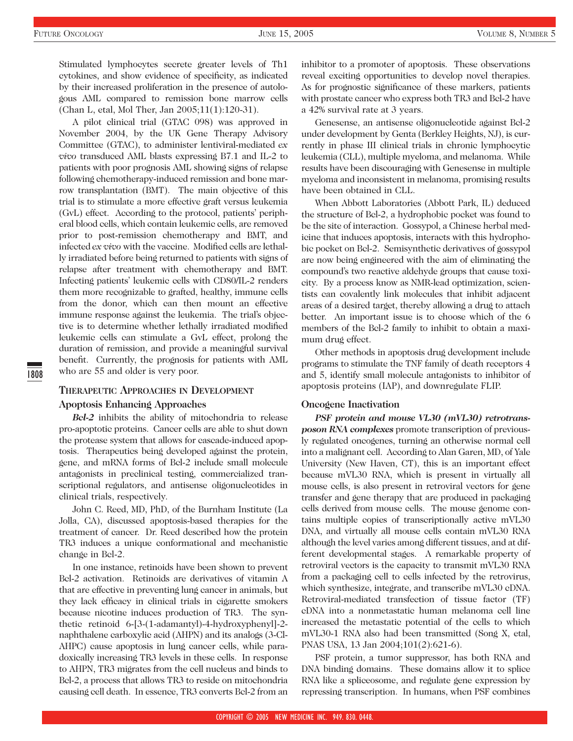Stimulated lymphocytes secrete greater levels of Th1 cytokines, and show evidence of specificity, as indicated by their increased proliferation in the presence of autologous AML compared to remission bone marrow cells (Chan L, etal, Mol Ther, Jan 2005;11(1):120-31).

A pilot clinical trial (GTAC 098) was approved in November 2004, by the UK Gene Therapy Advisory Committee (GTAC), to administer lentiviral-mediated *ex vivo* transduced AML blasts expressing B7.1 and IL-2 to patients with poor prognosis AML showing signs of relapse following chemotherapy-induced remission and bone marrow transplantation (BMT). The main objective of this trial is to stimulate a more effective graft versus leukemia (GvL) effect. According to the protocol, patients' peripheral blood cells, which contain leukemic cells, are removed prior to post-remission chemotherapy and BMT, and infected *ex vivo* with the vaccine. Modified cells are lethally irradiated before being returned to patients with signs of relapse after treatment with chemotherapy and BMT. Infecting patients' leukemic cells with CD80/IL-2 renders them more recognizable to grafted, healthy, immune cells from the donor, which can then mount an effective immune response against the leukemia. The trial's objective is to determine whether lethally irradiated modified leukemic cells can stimulate a GvL effect, prolong the duration of remission, and provide a meaningful survival benefit. Currently, the prognosis for patients with AML who are 55 and older is very poor.

## Therapeutic Approaches in Development

### Apoptosis Enhancing Approaches

***Bcl-2*** inhibits the ability of mitochondria to release pro-apoptotic proteins. Cancer cells are able to shut down the protease system that allows for cascade-induced apoptosis. Therapeutics being developed against the protein, gene, and mRNA forms of Bcl-2 include small molecule antagonists in preclinical testing, commercialized transcriptional regulators, and antisense oligonucleotides in clinical trials, respectively.

John C. Reed, MD, PhD, of the Burnham Institute (La Jolla, CA), discussed apoptosis-based therapies for the treatment of cancer. Dr. Reed described how the protein TR3 induces a unique conformational and mechanistic change in Bcl-2.

In one instance, retinoids have been shown to prevent Bcl-2 activation. Retinoids are derivatives of vitamin A that are effective in preventing lung cancer in animals, but they lack efficacy in clinical trials in cigarette smokers because nicotine induces production of TR3. The synthetic retinoid 6-[3-(1-adamantyl)-4-hydroxyphenyl]-2-naphthalene carboxylic acid (AHPN) and its analogs (3-Cl-AHPC) cause apoptosis in lung cancer cells, while paradoxically increasing TR3 levels in these cells. In response to AHPN, TR3 migrates from the cell nucleus and binds to Bcl-2, a process that allows TR3 to reside on mitochondria causing cell death. In essence, TR3 converts Bcl-2 from an inhibitor to a promoter of apoptosis. These observations reveal exciting opportunities to develop novel therapies. As for prognostic significance of these markers, patients with prostate cancer who express both TR3 and Bcl-2 have a 42% survival rate at 3 years.

Genesense, an antisense oligonucleotide against Bcl-2 under development by Genta (Berkley Heights, NJ), is currently in phase III clinical trials in chronic lymphocytic leukemia (CLL), multiple myeloma, and melanoma. While results have been discouraging with Genesense in multiple myeloma and inconsistent in melanoma, promising results have been obtained in CLL.

When Abbott Laboratories (Abbott Park, IL) deduced the structure of Bcl-2, a hydrophobic pocket was found to be the site of interaction. Gossypol, a Chinese herbal medicine that induces apoptosis, interacts with this hydrophobic pocket on Bcl-2. Semisynthetic derivatives of gossypol are now being engineered with the aim of eliminating the compound's two reactive aldehyde groups that cause toxicity. By a process know as NMR-lead optimization, scientists can covalently link molecules that inhibit adjacent areas of a desired target, thereby allowing a drug to attach better. An important issue is to choose which of the 6 members of the Bcl-2 family to inhibit to obtain a maximum drug effect.

Other methods in apoptosis drug development include programs to stimulate the TNF family of death receptors 4 and 5, identify small molecule antagonists to inhibitor of apoptosis proteins (IAP), and downregulate FLIP.

### Oncogene Inactivation

***PSF protein and mouse VL30 (mVL30) retrotransposon RNA complexes*** promote transcription of previously regulated oncogenes, turning an otherwise normal cell into a malignant cell. According to Alan Garen, MD, of Yale University (New Haven, CT), this is an important effect because mVL30 RNA, which is present in virtually all mouse cells, is also present in retroviral vectors for gene transfer and gene therapy that are produced in packaging cells derived from mouse cells. The mouse genome contains multiple copies of transcriptionally active mVL30 DNA, and virtually all mouse cells contain mVL30 RNA although the level varies among different tissues, and at different developmental stages. A remarkable property of retroviral vectors is the capacity to transmit mVL30 RNA from a packaging cell to cells infected by the retrovirus, which synthesize, integrate, and transcribe mVL30 cDNA. Retroviral-mediated transfection of tissue factor (TF) cDNA into a nonmetastatic human melanoma cell line increased the metastatic potential of the cells to which mVL30-1 RNA also had been transmitted (Song X, etal, PNAS USA, 13 Jan 2004;101(2):621-6).

PSF protein, a tumor suppressor, has both RNA and DNA binding domains. These domains allow it to splice RNA like a spliceosome, and regulate gene expression by repressing transcription. In humans, when PSF combines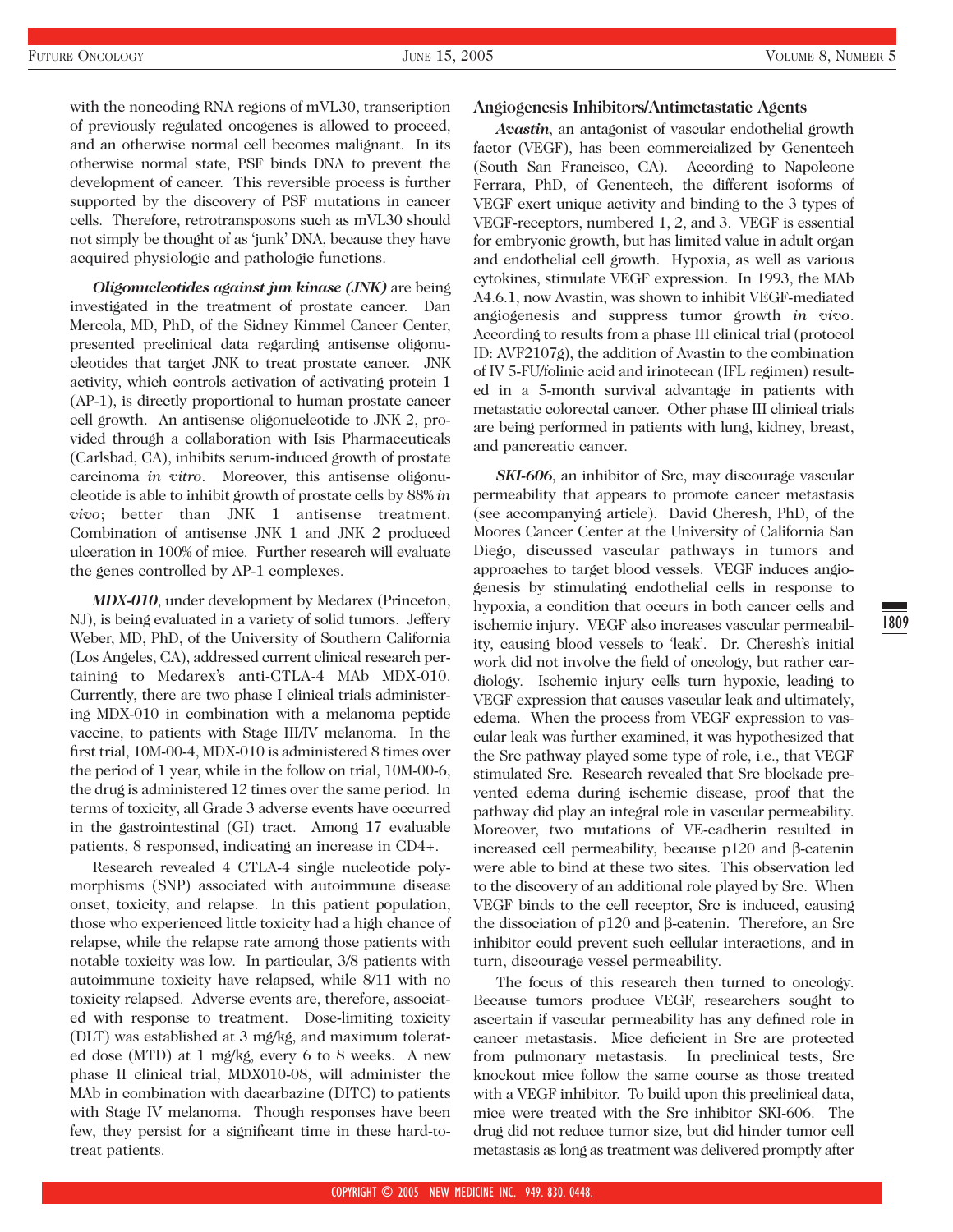with the noncoding RNA regions of mVL30, transcription of previously regulated oncogenes is allowed to proceed, and an otherwise normal cell becomes malignant. In its otherwise normal state, PSF binds DNA to prevent the development of cancer. This reversible process is further supported by the discovery of PSF mutations in cancer cells. Therefore, retrotransposons such as mVL30 should not simply be thought of as 'junk' DNA, because they have acquired physiologic and pathologic functions.

***Oligonucleotides against jun kinase (JNK)*** are being investigated in the treatment of prostate cancer. Dan Mercola, MD, PhD, of the Sidney Kimmel Cancer Center, presented preclinical data regarding antisense oligonucleotides that target JNK to treat prostate cancer. JNK activity, which controls activation of activating protein 1 (AP-1), is directly proportional to human prostate cancer cell growth. An antisense oligonucleotide to JNK 2, provided through a collaboration with Isis Pharmaceuticals (Carlsbad, CA), inhibits serum-induced growth of prostate carcinoma *in vitro*. Moreover, this antisense oligonucleotide is able to inhibit growth of prostate cells by 88% *in vivo*; better than JNK 1 antisense treatment. Combination of antisense JNK 1 and JNK 2 produced ulceration in 100% of mice. Further research will evaluate the genes controlled by AP-1 complexes.

***MDX-010***, under development by Medarex (Princeton, NJ), is being evaluated in a variety of solid tumors. Jeffery Weber, MD, PhD, of the University of Southern California (Los Angeles, CA), addressed current clinical research pertaining to Medarex's anti-CTLA-4 MAb MDX-010. Currently, there are two phase I clinical trials administering MDX-010 in combination with a melanoma peptide vaccine, to patients with Stage III/IV melanoma. In the first trial, 10M-00-4, MDX-010 is administered 8 times over the period of 1 year, while in the follow on trial, 10M-00-6, the drug is administered 12 times over the same period. In terms of toxicity, all Grade 3 adverse events have occurred in the gastrointestinal (GI) tract. Among 17 evaluable patients, 8 responsed, indicating an increase in CD4+.

Research revealed 4 CTLA-4 single nucleotide polymorphisms (SNP) associated with autoimmune disease onset, toxicity, and relapse. In this patient population, those who experienced little toxicity had a high chance of relapse, while the relapse rate among those patients with notable toxicity was low. In particular, 3/8 patients with autoimmune toxicity have relapsed, while 8/11 with no toxicity relapsed. Adverse events are, therefore, associated with response to treatment. Dose-limiting toxicity (DLT) was established at 3 mg/kg, and maximum tolerated dose (MTD) at 1 mg/kg, every 6 to 8 weeks. A new phase II clinical trial, MDX010-08, will administer the MAb in combination with dacarbazine (DITC) to patients with Stage IV melanoma. Though responses have been few, they persist for a significant time in these hard-to-treat patients.

## Angiogenesis Inhibitors/Antimetastatic Agents

***Avastin***, an antagonist of vascular endothelial growth factor (VEGF), has been commercialized by Genentech (South San Francisco, CA). According to Napoleone Ferrara, PhD, of Genentech, the different isoforms of VEGF exert unique activity and binding to the 3 types of VEGF-receptors, numbered 1, 2, and 3. VEGF is essential for embryonic growth, but has limited value in adult organ and endothelial cell growth. Hypoxia, as well as various cytokines, stimulate VEGF expression. In 1993, the MAb A4.6.1, now Avastin, was shown to inhibit VEGF-mediated angiogenesis and suppress tumor growth *in vivo*. According to results from a phase III clinical trial (protocol ID: AVF2107g), the addition of Avastin to the combination of IV 5-FU/folinic acid and irinotecan (IFL regimen) resulted in a 5-month survival advantage in patients with metastatic colorectal cancer. Other phase III clinical trials are being performed in patients with lung, kidney, breast, and pancreatic cancer.

***SKI-606***, an inhibitor of Src, may discourage vascular permeability that appears to promote cancer metastasis (see accompanying article). David Cheresh, PhD, of the Moores Cancer Center at the University of California San Diego, discussed vascular pathways in tumors and approaches to target blood vessels. VEGF induces angiogenesis by stimulating endothelial cells in response to hypoxia, a condition that occurs in both cancer cells and ischemic injury. VEGF also increases vascular permeability, causing blood vessels to 'leak'. Dr. Cheresh's initial work did not involve the field of oncology, but rather cardiology. Ischemic injury cells turn hypoxic, leading to VEGF expression that causes vascular leak and ultimately, edema. When the process from VEGF expression to vascular leak was further examined, it was hypothesized that the Src pathway played some type of role, i.e., that VEGF stimulated Src. Research revealed that Src blockade prevented edema during ischemic disease, proof that the pathway did play an integral role in vascular permeability. Moreover, two mutations of VE-cadherin resulted in increased cell permeability, because p120 and β-catenin were able to bind at these two sites. This observation led to the discovery of an additional role played by Src. When VEGF binds to the cell receptor, Src is induced, causing the dissociation of p120 and β-catenin. Therefore, an Src inhibitor could prevent such cellular interactions, and in turn, discourage vessel permeability.

The focus of this research then turned to oncology. Because tumors produce VEGF, researchers sought to ascertain if vascular permeability has any defined role in cancer metastasis. Mice deficient in Src are protected from pulmonary metastasis. In preclinical tests, Src knockout mice follow the same course as those treated with a VEGF inhibitor. To build upon this preclinical data, mice were treated with the Src inhibitor SKI-606. The drug did not reduce tumor size, but did hinder tumor cell metastasis as long as treatment was delivered promptly after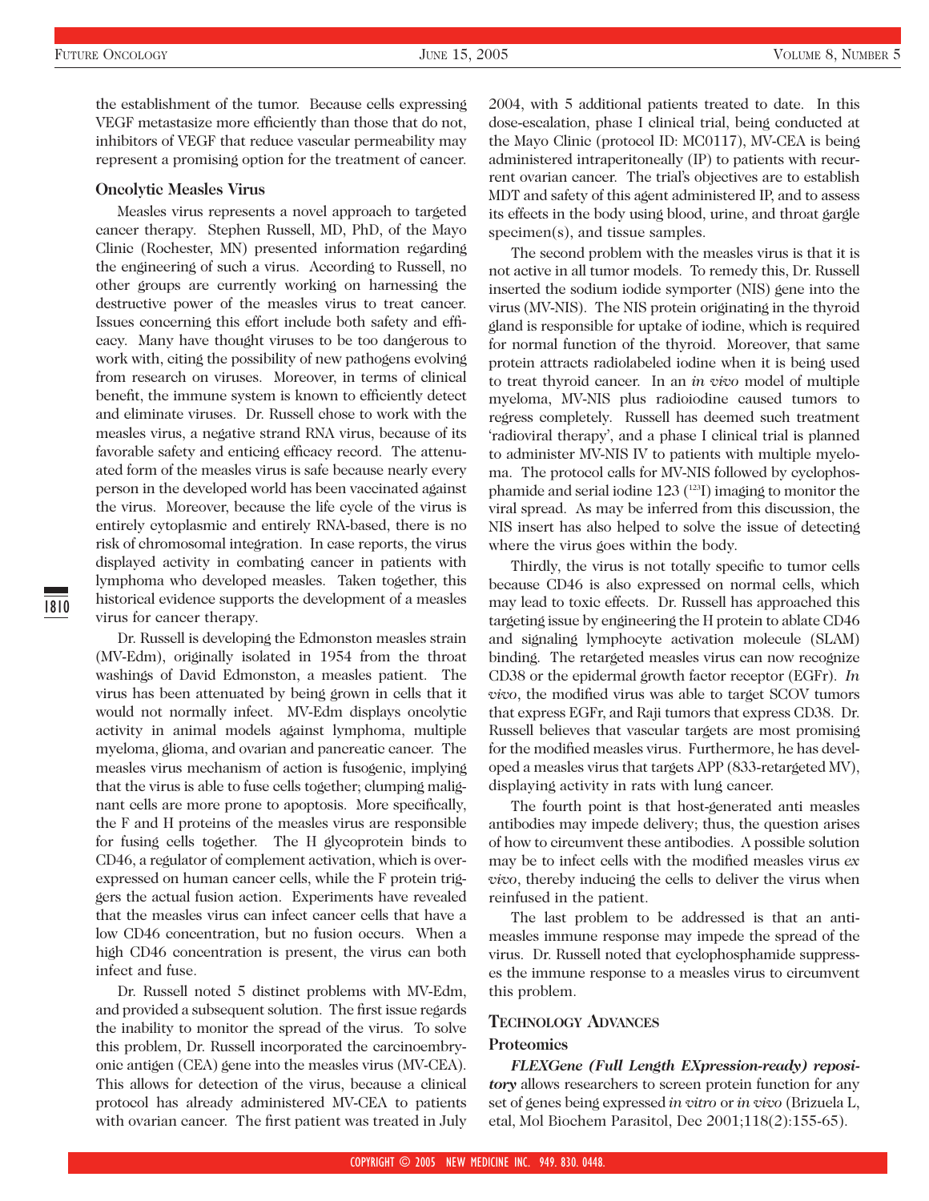the establishment of the tumor. Because cells expressing VEGF metastasize more efficiently than those that do not, inhibitors of VEGF that reduce vascular permeability may represent a promising option for the treatment of cancer.

### Oncolytic Measles Virus

Measles virus represents a novel approach to targeted cancer therapy. Stephen Russell, MD, PhD, of the Mayo Clinic (Rochester, MN) presented information regarding the engineering of such a virus. According to Russell, no other groups are currently working on harnessing the destructive power of the measles virus to treat cancer. Issues concerning this effort include both safety and efficacy. Many have thought viruses to be too dangerous to work with, citing the possibility of new pathogens evolving from research on viruses. Moreover, in terms of clinical benefit, the immune system is known to efficiently detect and eliminate viruses. Dr. Russell chose to work with the measles virus, a negative strand RNA virus, because of its favorable safety and enticing efficacy record. The attenuated form of the measles virus is safe because nearly every person in the developed world has been vaccinated against the virus. Moreover, because the life cycle of the virus is entirely cytoplasmic and entirely RNA-based, there is no risk of chromosomal integration. In case reports, the virus displayed activity in combating cancer in patients with lymphoma who developed measles. Taken together, this historical evidence supports the development of a measles virus for cancer therapy.

Dr. Russell is developing the Edmonston measles strain (MV-Edm), originally isolated in 1954 from the throat washings of David Edmonston, a measles patient. The virus has been attenuated by being grown in cells that it would not normally infect. MV-Edm displays oncolytic activity in animal models against lymphoma, multiple myeloma, glioma, and ovarian and pancreatic cancer. The measles virus mechanism of action is fusogenic, implying that the virus is able to fuse cells together; clumping malignant cells are more prone to apoptosis. More specifically, the F and H proteins of the measles virus are responsible for fusing cells together. The H glycoprotein binds to CD46, a regulator of complement activation, which is overexpressed on human cancer cells, while the F protein triggers the actual fusion action. Experiments have revealed that the measles virus can infect cancer cells that have a low CD46 concentration, but no fusion occurs. When a high CD46 concentration is present, the virus can both infect and fuse.

Dr. Russell noted 5 distinct problems with MV-Edm, and provided a subsequent solution. The first issue regards the inability to monitor the spread of the virus. To solve this problem, Dr. Russell incorporated the carcinoembryonic antigen (CEA) gene into the measles virus (MV-CEA). This allows for detection of the virus, because a clinical protocol has already administered MV-CEA to patients with ovarian cancer. The first patient was treated in July 2004, with 5 additional patients treated to date. In this dose-escalation, phase I clinical trial, being conducted at the Mayo Clinic (protocol ID: MC0117), MV-CEA is being administered intraperitoneally (IP) to patients with recurrent ovarian cancer. The trial's objectives are to establish MDT and safety of this agent administered IP, and to assess its effects in the body using blood, urine, and throat gargle specimen(s), and tissue samples.

The second problem with the measles virus is that it is not active in all tumor models. To remedy this, Dr. Russell inserted the sodium iodide symporter (NIS) gene into the virus (MV-NIS). The NIS protein originating in the thyroid gland is responsible for uptake of iodine, which is required for normal function of the thyroid. Moreover, that same protein attracts radiolabeled iodine when it is being used to treat thyroid cancer. In an *in vivo* model of multiple myeloma, MV-NIS plus radioiodine caused tumors to regress completely. Russell has deemed such treatment 'radioviral therapy', and a phase I clinical trial is planned to administer MV-NIS IV to patients with multiple myeloma. The protocol calls for MV-NIS followed by cyclophosphamide and serial iodine 123 ($^{123}$I) imaging to monitor the viral spread. As may be inferred from this discussion, the NIS insert has also helped to solve the issue of detecting where the virus goes within the body.

Thirdly, the virus is not totally specific to tumor cells because CD46 is also expressed on normal cells, which may lead to toxic effects. Dr. Russell has approached this targeting issue by engineering the H protein to ablate CD46 and signaling lymphocyte activation molecule (SLAM) binding. The retargeted measles virus can now recognize CD38 or the epidermal growth factor receptor (EGFr). *In vivo*, the modified virus was able to target SCOV tumors that express EGFr, and Raji tumors that express CD38. Dr. Russell believes that vascular targets are most promising for the modified measles virus. Furthermore, he has developed a measles virus that targets APP (833-retargeted MV), displaying activity in rats with lung cancer.

The fourth point is that host-generated anti measles antibodies may impede delivery; thus, the question arises of how to circumvent these antibodies. A possible solution may be to infect cells with the modified measles virus *ex vivo*, thereby inducing the cells to deliver the virus when reinfused in the patient.

The last problem to be addressed is that an anti-measles immune response may impede the spread of the virus. Dr. Russell noted that cyclophosphamide suppresses the immune response to a measles virus to circumvent this problem.

## Technology Advances

### Proteomics

***FLEXGene (Full Length EXpression-ready) repository*** allows researchers to screen protein function for any set of genes being expressed *in vitro* or *in vivo* (Brizuela L, etal, Mol Biochem Parasitol, Dec 2001;118(2):155-65).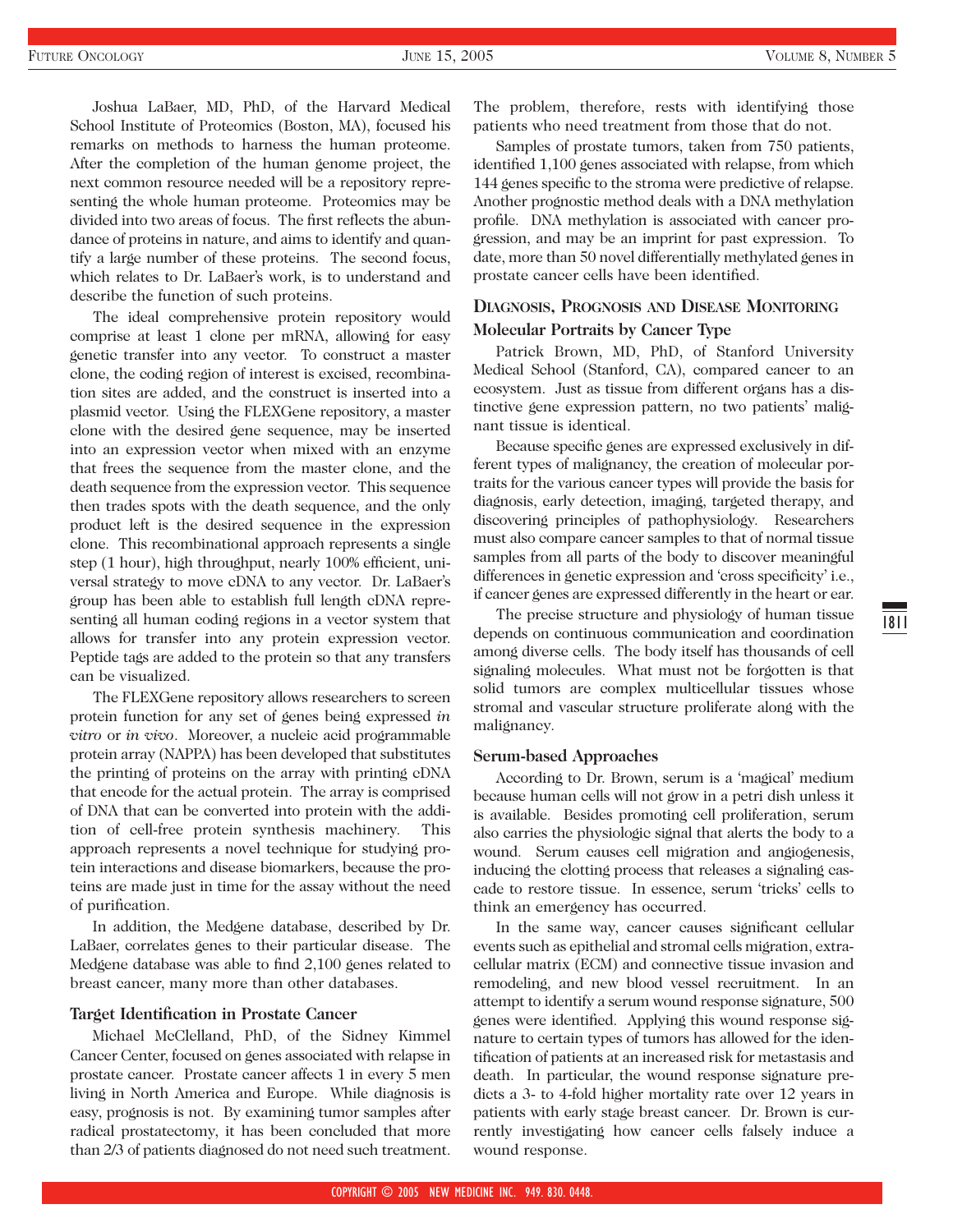Joshua LaBaer, MD, PhD, of the Harvard Medical School Institute of Proteomics (Boston, MA), focused his remarks on methods to harness the human proteome. After the completion of the human genome project, the next common resource needed will be a repository representing the whole human proteome. Proteomics may be divided into two areas of focus. The first reflects the abundance of proteins in nature, and aims to identify and quantify a large number of these proteins. The second focus, which relates to Dr. LaBaer's work, is to understand and describe the function of such proteins.

The ideal comprehensive protein repository would comprise at least 1 clone per mRNA, allowing for easy genetic transfer into any vector. To construct a master clone, the coding region of interest is excised, recombination sites are added, and the construct is inserted into a plasmid vector. Using the FLEXGene repository, a master clone with the desired gene sequence, may be inserted into an expression vector when mixed with an enzyme that frees the sequence from the master clone, and the death sequence from the expression vector. This sequence then trades spots with the death sequence, and the only product left is the desired sequence in the expression clone. This recombinational approach represents a single step (1 hour), high throughput, nearly 100% efficient, universal strategy to move cDNA to any vector. Dr. LaBaer's group has been able to establish full length cDNA representing all human coding regions in a vector system that allows for transfer into any protein expression vector. Peptide tags are added to the protein so that any transfers can be visualized.

The FLEXGene repository allows researchers to screen protein function for any set of genes being expressed *in vitro* or *in vivo*. Moreover, a nucleic acid programmable protein array (NAPPA) has been developed that substitutes the printing of proteins on the array with printing cDNA that encode for the actual protein. The array is comprised of DNA that can be converted into protein with the addition of cell-free protein synthesis machinery. This approach represents a novel technique for studying protein interactions and disease biomarkers, because the proteins are made just in time for the assay without the need of purification.

In addition, the Medgene database, described by Dr. LaBaer, correlates genes to their particular disease. The Medgene database was able to find 2,100 genes related to breast cancer, many more than other databases.

### Target Identification in Prostate Cancer

Michael McClelland, PhD, of the Sidney Kimmel Cancer Center, focused on genes associated with relapse in prostate cancer. Prostate cancer affects 1 in every 5 men living in North America and Europe. While diagnosis is easy, prognosis is not. By examining tumor samples after radical prostatectomy, it has been concluded that more than 2/3 of patients diagnosed do not need such treatment. The problem, therefore, rests with identifying those patients who need treatment from those that do not.

Samples of prostate tumors, taken from 750 patients, identified 1,100 genes associated with relapse, from which 144 genes specific to the stroma were predictive of relapse. Another prognostic method deals with a DNA methylation profile. DNA methylation is associated with cancer progression, and may be an imprint for past expression. To date, more than 50 novel differentially methylated genes in prostate cancer cells have been identified.

## Diagnosis, Prognosis and Disease Monitoring

### Molecular Portraits by Cancer Type

Patrick Brown, MD, PhD, of Stanford University Medical School (Stanford, CA), compared cancer to an ecosystem. Just as tissue from different organs has a distinctive gene expression pattern, no two patients' malignant tissue is identical.

Because specific genes are expressed exclusively in different types of malignancy, the creation of molecular portraits for the various cancer types will provide the basis for diagnosis, early detection, imaging, targeted therapy, and discovering principles of pathophysiology. Researchers must also compare cancer samples to that of normal tissue samples from all parts of the body to discover meaningful differences in genetic expression and 'cross specificity' i.e., if cancer genes are expressed differently in the heart or ear.

The precise structure and physiology of human tissue depends on continuous communication and coordination among diverse cells. The body itself has thousands of cell signaling molecules. What must not be forgotten is that solid tumors are complex multicellular tissues whose stromal and vascular structure proliferate along with the malignancy.

### Serum-based Approaches

According to Dr. Brown, serum is a 'magical' medium because human cells will not grow in a petri dish unless it is available. Besides promoting cell proliferation, serum also carries the physiologic signal that alerts the body to a wound. Serum causes cell migration and angiogenesis, inducing the clotting process that releases a signaling cascade to restore tissue. In essence, serum 'tricks' cells to think an emergency has occurred.

In the same way, cancer causes significant cellular events such as epithelial and stromal cells migration, extracellular matrix (ECM) and connective tissue invasion and remodeling, and new blood vessel recruitment. In an attempt to identify a serum wound response signature, 500 genes were identified. Applying this wound response signature to certain types of tumors has allowed for the identification of patients at an increased risk for metastasis and death. In particular, the wound response signature predicts a 3- to 4-fold higher mortality rate over 12 years in patients with early stage breast cancer. Dr. Brown is currently investigating how cancer cells falsely induce a wound response.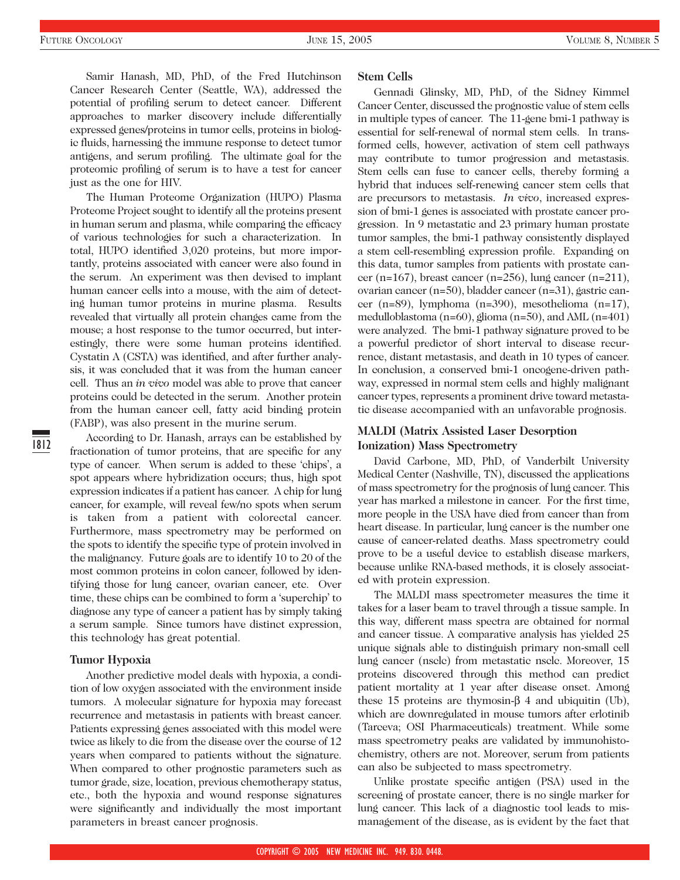Samir Hanash, MD, PhD, of the Fred Hutchinson Cancer Research Center (Seattle, WA), addressed the potential of profiling serum to detect cancer. Different approaches to marker discovery include differentially expressed genes/proteins in tumor cells, proteins in biologic fluids, harnessing the immune response to detect tumor antigens, and serum profiling. The ultimate goal for the proteomic profiling of serum is to have a test for cancer just as the one for HIV.

The Human Proteome Organization (HUPO) Plasma Proteome Project sought to identify all the proteins present in human serum and plasma, while comparing the efficacy of various technologies for such a characterization. In total, HUPO identified 3,020 proteins, but more importantly, proteins associated with cancer were also found in the serum. An experiment was then devised to implant human cancer cells into a mouse, with the aim of detecting human tumor proteins in murine plasma. Results revealed that virtually all protein changes came from the mouse; a host response to the tumor occurred, but interestingly, there were some human proteins identified. Cystatin A (CSTA) was identified, and after further analysis, it was concluded that it was from the human cancer cell. Thus an *in vivo* model was able to prove that cancer proteins could be detected in the serum. Another protein from the human cancer cell, fatty acid binding protein (FABP), was also present in the murine serum.

According to Dr. Hanash, arrays can be established by fractionation of tumor proteins, that are specific for any type of cancer. When serum is added to these 'chips', a spot appears where hybridization occurs; thus, high spot expression indicates if a patient has cancer. A chip for lung cancer, for example, will reveal few/no spots when serum is taken from a patient with colorectal cancer. Furthermore, mass spectrometry may be performed on the spots to identify the specific type of protein involved in the malignancy. Future goals are to identify 10 to 20 of the most common proteins in colon cancer, followed by identifying those for lung cancer, ovarian cancer, etc. Over time, these chips can be combined to form a 'superchip' to diagnose any type of cancer a patient has by simply taking a serum sample. Since tumors have distinct expression, this technology has great potential.

### Tumor Hypoxia

Another predictive model deals with hypoxia, a condition of low oxygen associated with the environment inside tumors. A molecular signature for hypoxia may forecast recurrence and metastasis in patients with breast cancer. Patients expressing genes associated with this model were twice as likely to die from the disease over the course of 12 years when compared to patients without the signature. When compared to other prognostic parameters such as tumor grade, size, location, previous chemotherapy status, etc., both the hypoxia and wound response signatures were significantly and individually the most important parameters in breast cancer prognosis.

### Stem Cells

Gennadi Glinsky, MD, PhD, of the Sidney Kimmel Cancer Center, discussed the prognostic value of stem cells in multiple types of cancer. The 11-gene bmi-1 pathway is essential for self-renewal of normal stem cells. In transformed cells, however, activation of stem cell pathways may contribute to tumor progression and metastasis. Stem cells can fuse to cancer cells, thereby forming a hybrid that induces self-renewing cancer stem cells that are precursors to metastasis. *In vivo*, increased expression of bmi-1 genes is associated with prostate cancer progression. In 9 metastatic and 23 primary human prostate tumor samples, the bmi-1 pathway consistently displayed a stem cell-resembling expression profile. Expanding on this data, tumor samples from patients with prostate cancer (n=167), breast cancer (n=256), lung cancer (n=211), ovarian cancer (n=50), bladder cancer (n=31), gastric cancer (n=89), lymphoma (n=390), mesothelioma (n=17), medulloblastoma (n=60), glioma (n=50), and AML (n=401) were analyzed. The bmi-1 pathway signature proved to be a powerful predictor of short interval to disease recurrence, distant metastasis, and death in 10 types of cancer. In conclusion, a conserved bmi-1 oncogene-driven pathway, expressed in normal stem cells and highly malignant cancer types, represents a prominent drive toward metastatic disease accompanied with an unfavorable prognosis.

### MALDI (Matrix Assisted Laser Desorption Ionization) Mass Spectrometry

David Carbone, MD, PhD, of Vanderbilt University Medical Center (Nashville, TN), discussed the applications of mass spectrometry for the prognosis of lung cancer. This year has marked a milestone in cancer. For the first time, more people in the USA have died from cancer than from heart disease. In particular, lung cancer is the number one cause of cancer-related deaths. Mass spectrometry could prove to be a useful device to establish disease markers, because unlike RNA-based methods, it is closely associated with protein expression.

The MALDI mass spectrometer measures the time it takes for a laser beam to travel through a tissue sample. In this way, different mass spectra are obtained for normal and cancer tissue. A comparative analysis has yielded 25 unique signals able to distinguish primary non-small cell lung cancer (nsclc) from metastatic nsclc. Moreover, 15 proteins discovered through this method can predict patient mortality at 1 year after disease onset. Among these 15 proteins are thymosin-β 4 and ubiquitin (Ub), which are downregulated in mouse tumors after erlotinib (Tarceva; OSI Pharmaceuticals) treatment. While some mass spectrometry peaks are validated by immunohistochemistry, others are not. Moreover, serum from patients can also be subjected to mass spectrometry.

Unlike prostate specific antigen (PSA) used in the screening of prostate cancer, there is no single marker for lung cancer. This lack of a diagnostic tool leads to mismanagement of the disease, as is evident by the fact that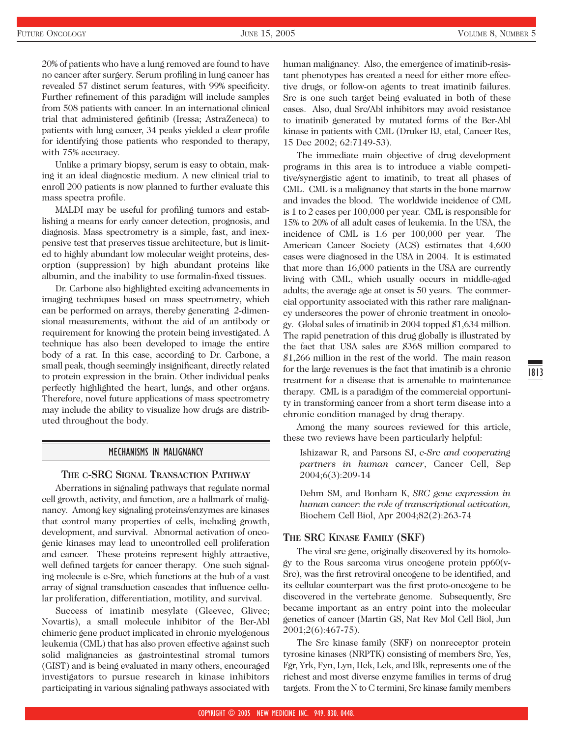20% of patients who have a lung removed are found to have no cancer after surgery. Serum profiling in lung cancer has revealed 57 distinct serum features, with 99% specificity. Further refinement of this paradigm will include samples from 508 patients with cancer. In an international clinical trial that administered gefitinib (Iressa; AstraZeneca) to patients with lung cancer, 34 peaks yielded a clear profile for identifying those patients who responded to therapy, with 75% accuracy.

Unlike a primary biopsy, serum is easy to obtain, making it an ideal diagnostic medium. A new clinical trial to enroll 200 patients is now planned to further evaluate this mass spectra profile.

MALDI may be useful for profiling tumors and establishing a means for early cancer detection, prognosis, and diagnosis. Mass spectrometry is a simple, fast, and inexpensive test that preserves tissue architecture, but is limited to highly abundant low molecular weight proteins, desorption (suppression) by high abundant proteins like albumin, and the inability to use formalin-fixed tissues.

Dr. Carbone also highlighted exciting advancements in imaging techniques based on mass spectrometry, which can be performed on arrays, thereby generating 2-dimensional measurements, without the aid of an antibody or requirement for knowing the protein being investigated. A technique has also been developed to image the entire body of a rat. In this case, according to Dr. Carbone, a small peak, though seemingly insignificant, directly related to protein expression in the brain. Other individual peaks perfectly highlighted the heart, lungs, and other organs. Therefore, novel future applications of mass spectrometry may include the ability to visualize how drugs are distributed throughout the body.

## MECHANISMS IN MALIGNANCY

### THE C-SRC SIGNAL TRANSACTION PATHWAY

Aberrations in signaling pathways that regulate normal cell growth, activity, and function, are a hallmark of malignancy. Among key signaling proteins/enzymes are kinases that control many properties of cells, including growth, development, and survival. Abnormal activation of oncogenic kinases may lead to uncontrolled cell proliferation and cancer. These proteins represent highly attractive, well defined targets for cancer therapy. One such signaling molecule is c-Src, which functions at the hub of a vast array of signal transduction cascades that influence cellular proliferation, differentiation, motility, and survival.

Success of imatinib mesylate (Gleevec, Glivec; Novartis), a small molecule inhibitor of the Bcr-Abl chimeric gene product implicated in chronic myelogenous leukemia (CML) that has also proven effective against such solid malignancies as gastrointestinal stromal tumors (GIST) and is being evaluated in many others, encouraged investigators to pursue research in kinase inhibitors participating in various signaling pathways associated with human malignancy. Also, the emergence of imatinib-resistant phenotypes has created a need for either more effective drugs, or follow-on agents to treat imatinib failures. Src is one such target being evaluated in both of these cases. Also, dual Src/Abl inhibitors may avoid resistance to imatinib generated by mutated forms of the Bcr-Abl kinase in patients with CML (Druker BJ, etal, Cancer Res, 15 Dec 2002; 62:7149-53).

The immediate main objective of drug development programs in this area is to introduce a viable competitive/synergistic agent to imatinib, to treat all phases of CML. CML is a malignancy that starts in the bone marrow and invades the blood. The worldwide incidence of CML is 1 to 2 cases per 100,000 per year. CML is responsible for 15% to 20% of all adult cases of leukemia. In the USA, the incidence of CML is 1.6 per 100,000 per year. The American Cancer Society (ACS) estimates that 4,600 cases were diagnosed in the USA in 2004. It is estimated that more than 16,000 patients in the USA are currently living with CML, which usually occurs in middle-aged adults; the average age at onset is 50 years. The commercial opportunity associated with this rather rare malignancy underscores the power of chronic treatment in oncology. Global sales of imatinib in 2004 topped $1,634 million. The rapid penetration of this drug globally is illustrated by the fact that USA sales are $368 million compared to $1,266 million in the rest of the world. The main reason for the large revenues is the fact that imatinib is a chronic treatment for a disease that is amenable to maintenance therapy. CML is a paradigm of the commercial opportunity in transforming cancer from a short term disease into a chronic condition managed by drug therapy.

Among the many sources reviewed for this article, these two reviews have been particularly helpful:

> Ishizawar R, and Parsons SJ, *c-Src and cooperating partners in human cancer*, Cancer Cell, Sep 2004;6(3):209-14
>
> Dehm SM, and Bonham K, *SRC gene expression in human cancer: the role of transcriptional activation,* Biochem Cell Biol, Apr 2004;82(2):263-74

### THE SRC KINASE FAMILY (SKF)

The viral src gene, originally discovered by its homology to the Rous sarcoma virus oncogene protein pp60(v-Src), was the first retroviral oncogene to be identified, and its cellular counterpart was the first proto-oncogene to be discovered in the vertebrate genome. Subsequently, Src became important as an entry point into the molecular genetics of cancer (Martin GS, Nat Rev Mol Cell Biol, Jun 2001;2(6):467-75).

The Src kinase family (SKF) on nonreceptor protein tyrosine kinases (NRPTK) consisting of members Src, Yes, Fgr, Yrk, Fyn, Lyn, Hck, Lck, and Blk, represents one of the richest and most diverse enzyme families in terms of drug targets. From the N to C termini, Src kinase family members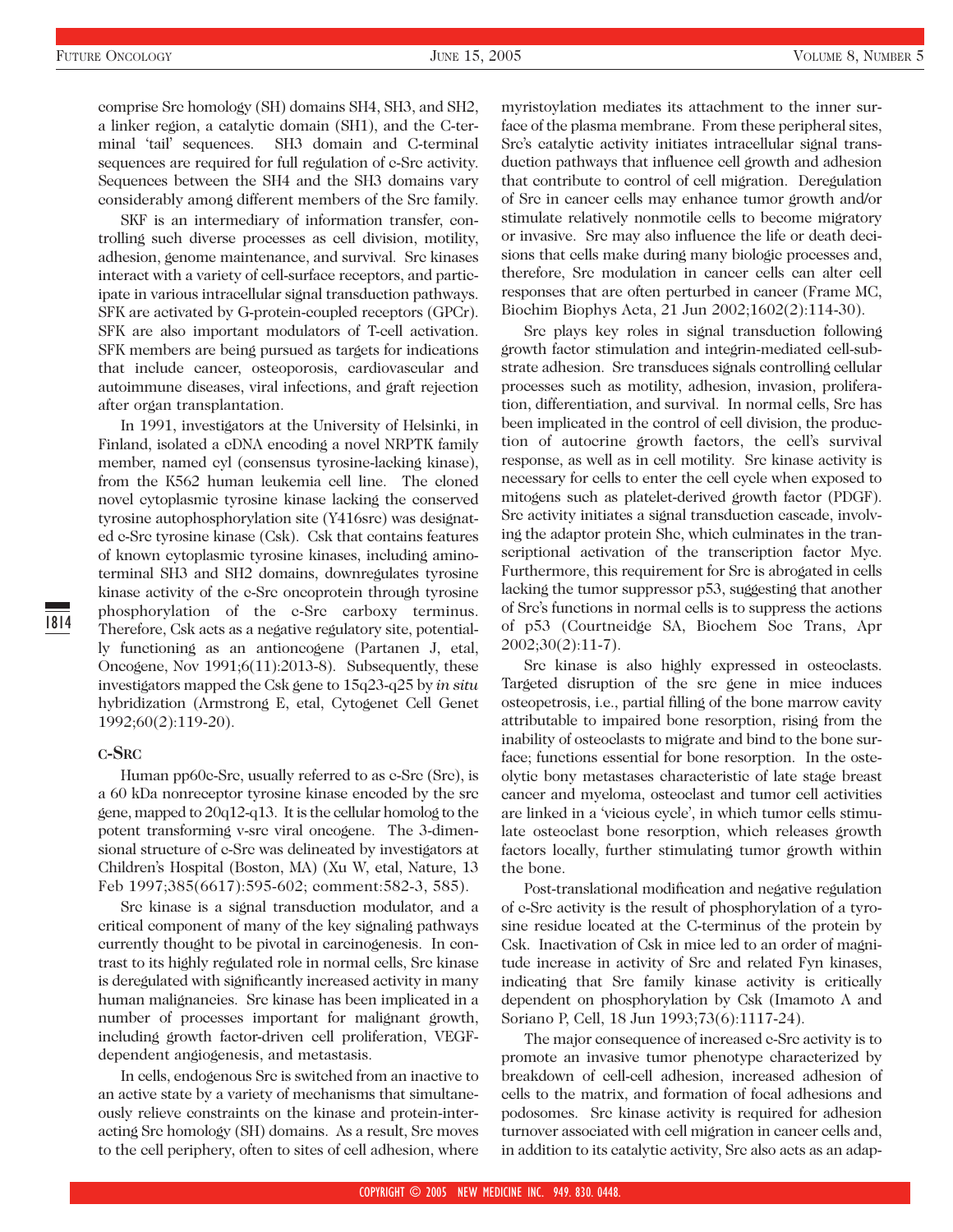comprise Src homology (SH) domains SH4, SH3, and SH2, a linker region, a catalytic domain (SH1), and the C-terminal 'tail' sequences. SH3 domain and C-terminal sequences are required for full regulation of c-Src activity. Sequences between the SH4 and the SH3 domains vary considerably among different members of the Src family.

SKF is an intermediary of information transfer, controlling such diverse processes as cell division, motility, adhesion, genome maintenance, and survival. Src kinases interact with a variety of cell-surface receptors, and participate in various intracellular signal transduction pathways. SFK are activated by G-protein-coupled receptors (GPCr). SFK are also important modulators of T-cell activation. SFK members are being pursued as targets for indications that include cancer, osteoporosis, cardiovascular and autoimmune diseases, viral infections, and graft rejection after organ transplantation.

In 1991, investigators at the University of Helsinki, in Finland, isolated a cDNA encoding a novel NRPTK family member, named cyl (consensus tyrosine-lacking kinase), from the K562 human leukemia cell line. The cloned novel cytoplasmic tyrosine kinase lacking the conserved tyrosine autophosphorylation site (Y416src) was designated c-Src tyrosine kinase (Csk). Csk that contains features of known cytoplasmic tyrosine kinases, including amino-terminal SH3 and SH2 domains, downregulates tyrosine kinase activity of the c-Src oncoprotein through tyrosine phosphorylation of the c-Src carboxy terminus. Therefore, Csk acts as a negative regulatory site, potentially functioning as an antioncogene (Partanen J, etal, Oncogene, Nov 1991;6(11):2013-8). Subsequently, these investigators mapped the Csk gene to 15q23-q25 by *in situ* hybridization (Armstrong E, etal, Cytogenet Cell Genet 1992;60(2):119-20).

### c-Src

Human pp60c-Src, usually referred to as c-Src (Src), is a 60 kDa nonreceptor tyrosine kinase encoded by the src gene, mapped to 20q12-q13. It is the cellular homolog to the potent transforming v-src viral oncogene. The 3-dimensional structure of c-Src was delineated by investigators at Children's Hospital (Boston, MA) (Xu W, etal, Nature, 13 Feb 1997;385(6617):595-602; comment:582-3, 585).

Src kinase is a signal transduction modulator, and a critical component of many of the key signaling pathways currently thought to be pivotal in carcinogenesis. In contrast to its highly regulated role in normal cells, Src kinase is deregulated with significantly increased activity in many human malignancies. Src kinase has been implicated in a number of processes important for malignant growth, including growth factor-driven cell proliferation, VEGF-dependent angiogenesis, and metastasis.

In cells, endogenous Src is switched from an inactive to an active state by a variety of mechanisms that simultaneously relieve constraints on the kinase and protein-interacting Src homology (SH) domains. As a result, Src moves to the cell periphery, often to sites of cell adhesion, where myristoylation mediates its attachment to the inner surface of the plasma membrane. From these peripheral sites, Src's catalytic activity initiates intracellular signal transduction pathways that influence cell growth and adhesion that contribute to control of cell migration. Deregulation of Src in cancer cells may enhance tumor growth and/or stimulate relatively nonmotile cells to become migratory or invasive. Src may also influence the life or death decisions that cells make during many biologic processes and, therefore, Src modulation in cancer cells can alter cell responses that are often perturbed in cancer (Frame MC, Biochim Biophys Acta, 21 Jun 2002;1602(2):114-30).

Src plays key roles in signal transduction following growth factor stimulation and integrin-mediated cell-substrate adhesion. Src transduces signals controlling cellular processes such as motility, adhesion, invasion, proliferation, differentiation, and survival. In normal cells, Src has been implicated in the control of cell division, the production of autocrine growth factors, the cell's survival response, as well as in cell motility. Src kinase activity is necessary for cells to enter the cell cycle when exposed to mitogens such as platelet-derived growth factor (PDGF). Src activity initiates a signal transduction cascade, involving the adaptor protein Shc, which culminates in the transcriptional activation of the transcription factor Myc. Furthermore, this requirement for Src is abrogated in cells lacking the tumor suppressor p53, suggesting that another of Src's functions in normal cells is to suppress the actions of p53 (Courtneidge SA, Biochem Soc Trans, Apr 2002;30(2):11-7).

Src kinase is also highly expressed in osteoclasts. Targeted disruption of the src gene in mice induces osteopetrosis, i.e., partial filling of the bone marrow cavity attributable to impaired bone resorption, rising from the inability of osteoclasts to migrate and bind to the bone surface; functions essential for bone resorption. In the osteolytic bony metastases characteristic of late stage breast cancer and myeloma, osteoclast and tumor cell activities are linked in a 'vicious cycle', in which tumor cells stimulate osteoclast bone resorption, which releases growth factors locally, further stimulating tumor growth within the bone.

Post-translational modification and negative regulation of c-Src activity is the result of phosphorylation of a tyrosine residue located at the C-terminus of the protein by Csk. Inactivation of Csk in mice led to an order of magnitude increase in activity of Src and related Fyn kinases, indicating that Src family kinase activity is critically dependent on phosphorylation by Csk (Imamoto A and Soriano P, Cell, 18 Jun 1993;73(6):1117-24).

The major consequence of increased c-Src activity is to promote an invasive tumor phenotype characterized by breakdown of cell-cell adhesion, increased adhesion of cells to the matrix, and formation of focal adhesions and podosomes. Src kinase activity is required for adhesion turnover associated with cell migration in cancer cells and, in addition to its catalytic activity, Src also acts as an adap-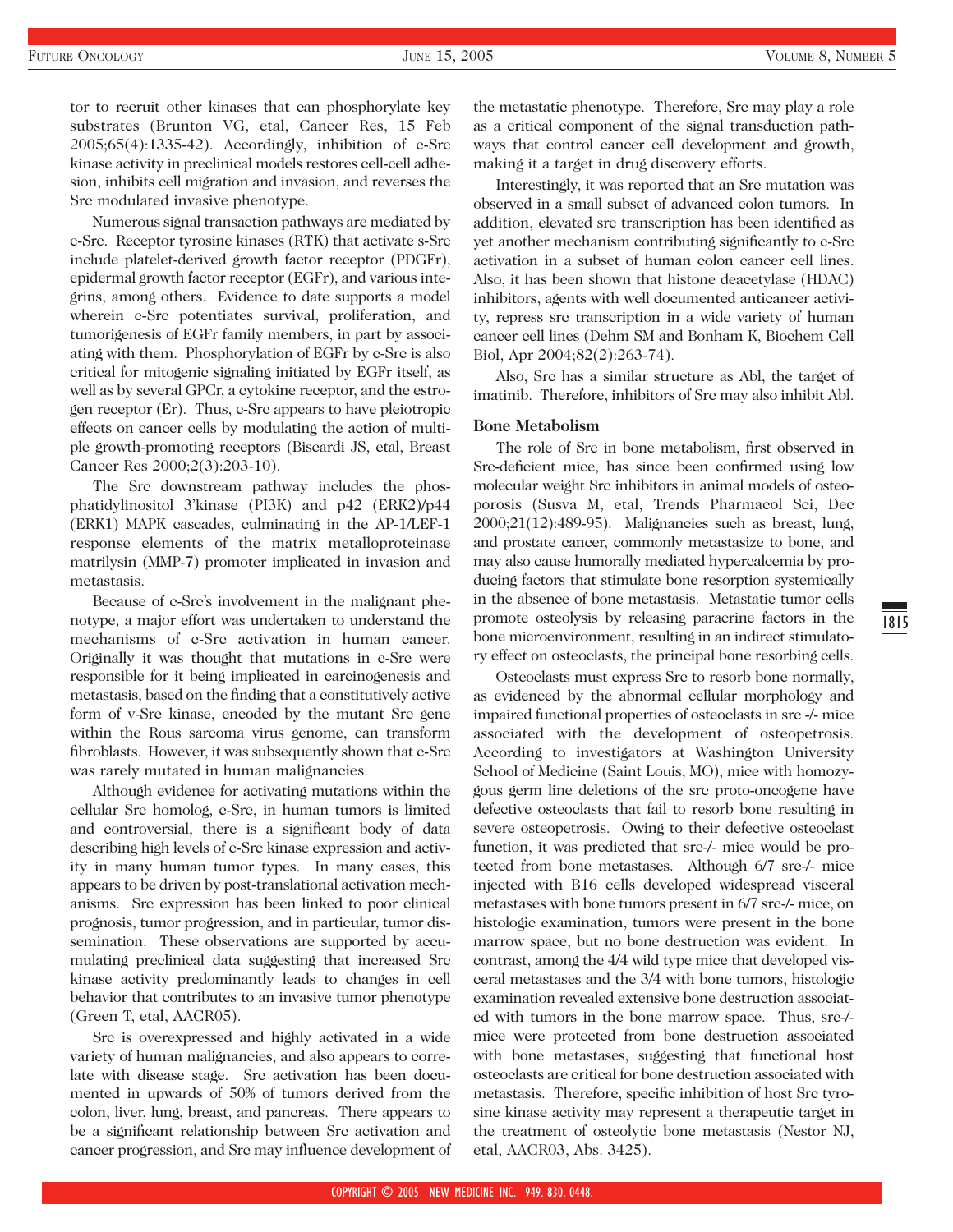tor to recruit other kinases that can phosphorylate key substrates (Brunton VG, etal, Cancer Res, 15 Feb 2005;65(4):1335-42). Accordingly, inhibition of c-Src kinase activity in preclinical models restores cell-cell adhesion, inhibits cell migration and invasion, and reverses the Src modulated invasive phenotype.

Numerous signal transaction pathways are mediated by c-Src. Receptor tyrosine kinases (RTK) that activate s-Src include platelet-derived growth factor receptor (PDGFr), epidermal growth factor receptor (EGFr), and various integrins, among others. Evidence to date supports a model wherein c-Src potentiates survival, proliferation, and tumorigenesis of EGFr family members, in part by associating with them. Phosphorylation of EGFr by c-Src is also critical for mitogenic signaling initiated by EGFr itself, as well as by several GPCr, a cytokine receptor, and the estrogen receptor (Er). Thus, c-Src appears to have pleiotropic effects on cancer cells by modulating the action of multiple growth-promoting receptors (Biscardi JS, etal, Breast Cancer Res 2000;2(3):203-10).

The Src downstream pathway includes the phosphatidylinositol 3'kinase (PI3K) and p42 (ERK2)/p44 (ERK1) MAPK cascades, culminating in the AP-1/LEF-1 response elements of the matrix metalloproteinase matrilysin (MMP-7) promoter implicated in invasion and metastasis.

Because of c-Src's involvement in the malignant phenotype, a major effort was undertaken to understand the mechanisms of c-Src activation in human cancer. Originally it was thought that mutations in c-Src were responsible for it being implicated in carcinogenesis and metastasis, based on the finding that a constitutively active form of v-Src kinase, encoded by the mutant Src gene within the Rous sarcoma virus genome, can transform fibroblasts. However, it was subsequently shown that c-Src was rarely mutated in human malignancies.

Although evidence for activating mutations within the cellular Src homolog, c-Src, in human tumors is limited and controversial, there is a significant body of data describing high levels of c-Src kinase expression and activity in many human tumor types. In many cases, this appears to be driven by post-translational activation mechanisms. Src expression has been linked to poor clinical prognosis, tumor progression, and in particular, tumor dissemination. These observations are supported by accumulating preclinical data suggesting that increased Src kinase activity predominantly leads to changes in cell behavior that contributes to an invasive tumor phenotype (Green T, etal, AACR05).

Src is overexpressed and highly activated in a wide variety of human malignancies, and also appears to correlate with disease stage. Src activation has been documented in upwards of 50% of tumors derived from the colon, liver, lung, breast, and pancreas. There appears to be a significant relationship between Src activation and cancer progression, and Src may influence development of the metastatic phenotype. Therefore, Src may play a role as a critical component of the signal transduction pathways that control cancer cell development and growth, making it a target in drug discovery efforts.

Interestingly, it was reported that an Src mutation was observed in a small subset of advanced colon tumors. In addition, elevated src transcription has been identified as yet another mechanism contributing significantly to c-Src activation in a subset of human colon cancer cell lines. Also, it has been shown that histone deacetylase (HDAC) inhibitors, agents with well documented anticancer activity, repress src transcription in a wide variety of human cancer cell lines (Dehm SM and Bonham K, Biochem Cell Biol, Apr 2004;82(2):263-74).

Also, Src has a similar structure as Abl, the target of imatinib. Therefore, inhibitors of Src may also inhibit Abl.

### Bone Metabolism

The role of Src in bone metabolism, first observed in Src-deficient mice, has since been confirmed using low molecular weight Src inhibitors in animal models of osteoporosis (Susva M, etal, Trends Pharmacol Sci, Dec 2000;21(12):489-95). Malignancies such as breast, lung, and prostate cancer, commonly metastasize to bone, and may also cause humorally mediated hypercalcemia by producing factors that stimulate bone resorption systemically in the absence of bone metastasis. Metastatic tumor cells promote osteolysis by releasing paracrine factors in the bone microenvironment, resulting in an indirect stimulatory effect on osteoclasts, the principal bone resorbing cells.

Osteoclasts must express Src to resorb bone normally, as evidenced by the abnormal cellular morphology and impaired functional properties of osteoclasts in src -/- mice associated with the development of osteopetrosis. According to investigators at Washington University School of Medicine (Saint Louis, MO), mice with homozygous germ line deletions of the src proto-oncogene have defective osteoclasts that fail to resorb bone resulting in severe osteopetrosis. Owing to their defective osteoclast function, it was predicted that src-/- mice would be protected from bone metastases. Although 6/7 src-/- mice injected with B16 cells developed widespread visceral metastases with bone tumors present in 6/7 src-/- mice, on histologic examination, tumors were present in the bone marrow space, but no bone destruction was evident. In contrast, among the 4/4 wild type mice that developed visceral metastases and the 3/4 with bone tumors, histologic examination revealed extensive bone destruction associated with tumors in the bone marrow space. Thus, src-/- mice were protected from bone destruction associated with bone metastases, suggesting that functional host osteoclasts are critical for bone destruction associated with metastasis. Therefore, specific inhibition of host Src tyrosine kinase activity may represent a therapeutic target in the treatment of osteolytic bone metastasis (Nestor NJ, etal, AACR03, Abs. 3425).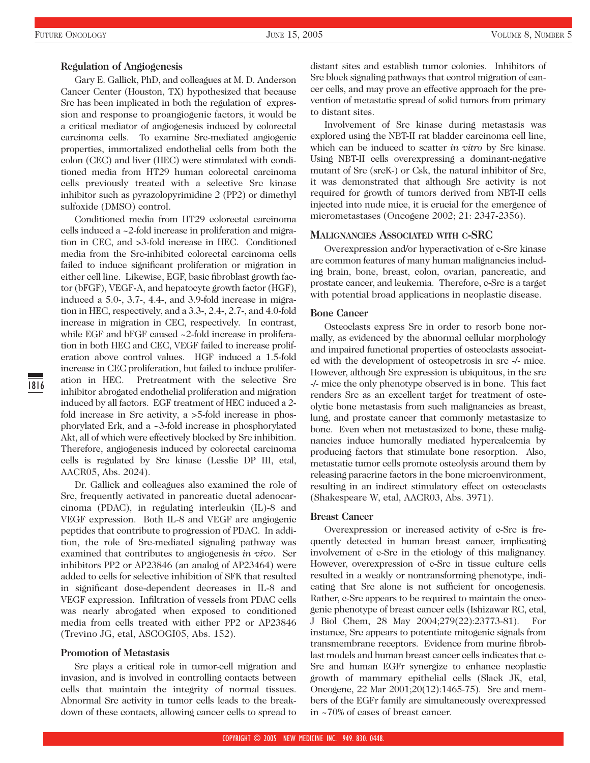### Regulation of Angiogenesis

Gary E. Gallick, PhD, and colleagues at M. D. Anderson Cancer Center (Houston, TX) hypothesized that because Src has been implicated in both the regulation of expression and response to proangiogenic factors, it would be a critical mediator of angiogenesis induced by colorectal carcinoma cells. To examine Src-mediated angiogenic properties, immortalized endothelial cells from both the colon (CEC) and liver (HEC) were stimulated with conditioned media from HT29 human colorectal carcinoma cells previously treated with a selective Src kinase inhibitor such as pyrazolopyrimidine 2 (PP2) or dimethyl sulfoxide (DMSO) control.

Conditioned media from HT29 colorectal carcinoma cells induced a ~2-fold increase in proliferation and migration in CEC, and >3-fold increase in HEC. Conditioned media from the Src-inhibited colorectal carcinoma cells failed to induce significant proliferation or migration in either cell line. Likewise, EGF, basic fibroblast growth factor (bFGF), VEGF-A, and hepatocyte growth factor (HGF), induced a 5.0-, 3.7-, 4.4-, and 3.9-fold increase in migration in HEC, respectively, and a 3.3-, 2.4-, 2.7-, and 4.0-fold increase in migration in CEC, respectively. In contrast, while EGF and bFGF caused ~2-fold increase in proliferation in both HEC and CEC, VEGF failed to increase proliferation above control values. HGF induced a 1.5-fold increase in CEC proliferation, but failed to induce proliferation in HEC. Pretreatment with the selective Src inhibitor abrogated endothelial proliferation and migration induced by all factors. EGF treatment of HEC induced a 2-fold increase in Src activity, a >5-fold increase in phosphorylated Erk, and a ~3-fold increase in phosphorylated Akt, all of which were effectively blocked by Src inhibition. Therefore, angiogenesis induced by colorectal carcinoma cells is regulated by Src kinase (Lesslie DP III, etal, AACR05, Abs. 2024).

Dr. Gallick and colleagues also examined the role of Src, frequently activated in pancreatic ductal adenocarcinoma (PDAC), in regulating interleukin (IL)-8 and VEGF expression. Both IL-8 and VEGF are angiogenic peptides that contribute to progression of PDAC. In addition, the role of Src-mediated signaling pathway was examined that contributes to angiogenesis *in vivo*. Scr inhibitors PP2 or AP23846 (an analog of AP23464) were added to cells for selective inhibition of SFK that resulted in significant dose-dependent decreases in IL-8 and VEGF expression. Infiltration of vessels from PDAC cells was nearly abrogated when exposed to conditioned media from cells treated with either PP2 or AP23846 (Trevino JG, etal, ASCOGI05, Abs. 152).

### Promotion of Metastasis

Src plays a critical role in tumor-cell migration and invasion, and is involved in controlling contacts between cells that maintain the integrity of normal tissues. Abnormal Src activity in tumor cells leads to the breakdown of these contacts, allowing cancer cells to spread to distant sites and establish tumor colonies. Inhibitors of Src block signaling pathways that control migration of cancer cells, and may prove an effective approach for the prevention of metastatic spread of solid tumors from primary to distant sites.

Involvement of Src kinase during metastasis was explored using the NBT-II rat bladder carcinoma cell line, which can be induced to scatter *in vitro* by Src kinase. Using NBT-II cells overexpressing a dominant-negative mutant of Src (srcK-) or Csk, the natural inhibitor of Src, it was demonstrated that although Src activity is not required for growth of tumors derived from NBT-II cells injected into nude mice, it is crucial for the emergence of micrometastases (Oncogene 2002; 21: 2347-2356).

## Malignancies Associated with c-SRC

Overexpression and/or hyperactivation of c-Src kinase are common features of many human malignancies including brain, bone, breast, colon, ovarian, pancreatic, and prostate cancer, and leukemia. Therefore, c-Src is a target with potential broad applications in neoplastic disease.

### Bone Cancer

Osteoclasts express Src in order to resorb bone normally, as evidenced by the abnormal cellular morphology and impaired functional properties of osteoclasts associated with the development of osteopetrosis in src -/- mice. However, although Src expression is ubiquitous, in the src -/- mice the only phenotype observed is in bone. This fact renders Src as an excellent target for treatment of osteolytic bone metastasis from such malignancies as breast, lung, and prostate cancer that commonly metastasize to bone. Even when not metastasized to bone, these malignancies induce humorally mediated hypercalcemia by producing factors that stimulate bone resorption. Also, metastatic tumor cells promote osteolysis around them by releasing paracrine factors in the bone microenvironment, resulting in an indirect stimulatory effect on osteoclasts (Shakespeare W, etal, AACR03, Abs. 3971).

### Breast Cancer

Overexpression or increased activity of c-Src is frequently detected in human breast cancer, implicating involvement of c-Src in the etiology of this malignancy. However, overexpression of c-Src in tissue culture cells resulted in a weakly or nontransforming phenotype, indicating that Src alone is not sufficient for oncogenesis. Rather, c-Src appears to be required to maintain the oncogenic phenotype of breast cancer cells (Ishizawar RC, etal, J Biol Chem, 28 May 2004;279(22):23773-81). For instance, Src appears to potentiate mitogenic signals from transmembrane receptors. Evidence from murine fibroblast models and human breast cancer cells indicates that c-Src and human EGFr synergize to enhance neoplastic growth of mammary epithelial cells (Slack JK, etal, Oncogene, 22 Mar 2001;20(12):1465-75). Src and members of the EGFr family are simultaneously overexpressed in ~70% of cases of breast cancer.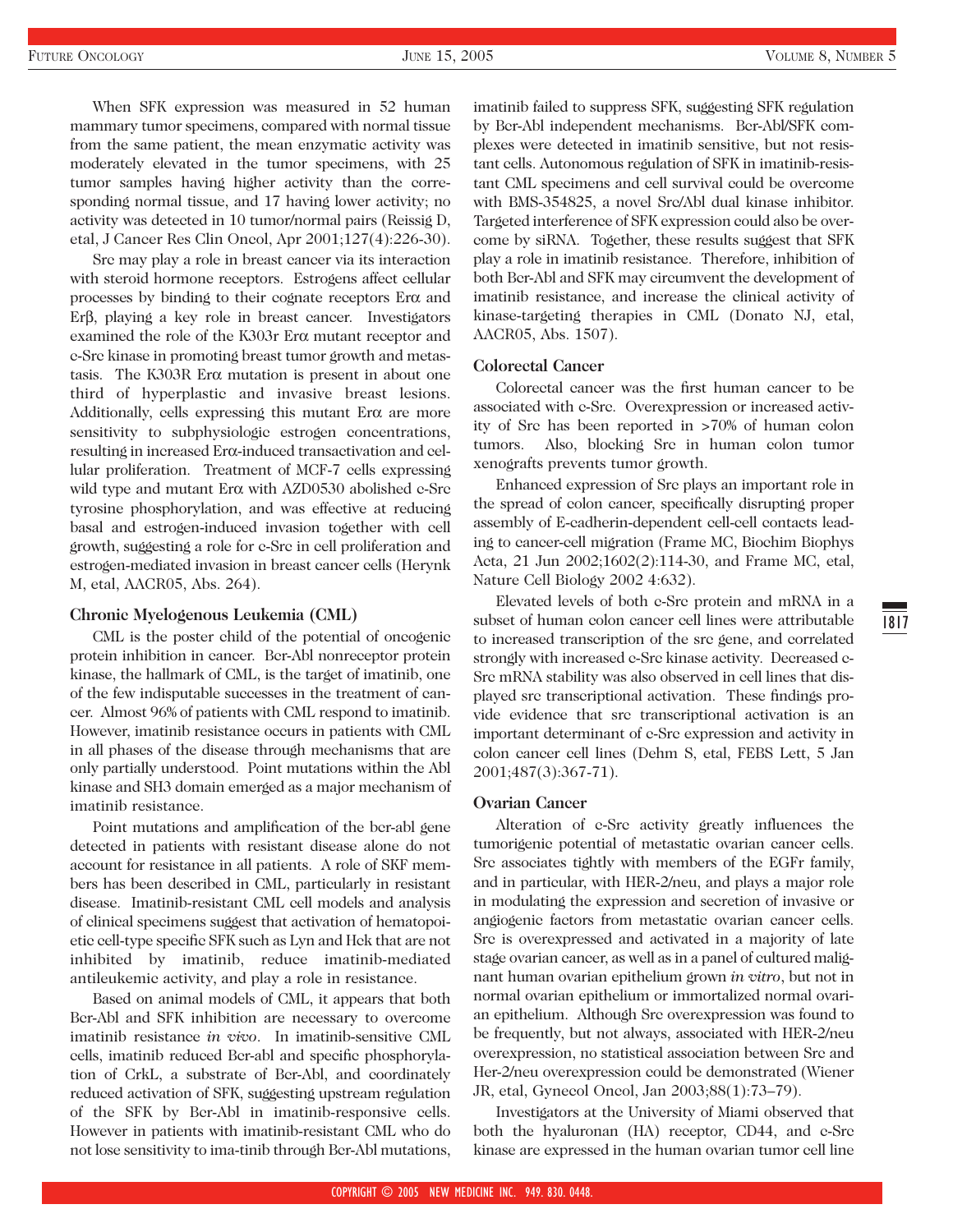When SFK expression was measured in 52 human mammary tumor specimens, compared with normal tissue from the same patient, the mean enzymatic activity was moderately elevated in the tumor specimens, with 25 tumor samples having higher activity than the corresponding normal tissue, and 17 having lower activity; no activity was detected in 10 tumor/normal pairs (Reissig D, etal, J Cancer Res Clin Oncol, Apr 2001;127(4):226-30).

Src may play a role in breast cancer via its interaction with steroid hormone receptors. Estrogens affect cellular processes by binding to their cognate receptors Erα and Erβ, playing a key role in breast cancer. Investigators examined the role of the K303r Erα mutant receptor and c-Src kinase in promoting breast tumor growth and metastasis. The K303R Erα mutation is present in about one third of hyperplastic and invasive breast lesions. Additionally, cells expressing this mutant Erα are more sensitivity to subphysiologic estrogen concentrations, resulting in increased Erα-induced transactivation and cellular proliferation. Treatment of MCF-7 cells expressing wild type and mutant Erα with AZD0530 abolished c-Src tyrosine phosphorylation, and was effective at reducing basal and estrogen-induced invasion together with cell growth, suggesting a role for c-Src in cell proliferation and estrogen-mediated invasion in breast cancer cells (Herynk M, etal, AACR05, Abs. 264).

### Chronic Myelogenous Leukemia (CML)

CML is the poster child of the potential of oncogenic protein inhibition in cancer. Bcr-Abl nonreceptor protein kinase, the hallmark of CML, is the target of imatinib, one of the few indisputable successes in the treatment of cancer. Almost 96% of patients with CML respond to imatinib. However, imatinib resistance occurs in patients with CML in all phases of the disease through mechanisms that are only partially understood. Point mutations within the Abl kinase and SH3 domain emerged as a major mechanism of imatinib resistance.

Point mutations and amplification of the bcr-abl gene detected in patients with resistant disease alone do not account for resistance in all patients. A role of SKF members has been described in CML, particularly in resistant disease. Imatinib-resistant CML cell models and analysis of clinical specimens suggest that activation of hematopoietic cell-type specific SFK such as Lyn and Hck that are not inhibited by imatinib, reduce imatinib-mediated antileukemic activity, and play a role in resistance.

Based on animal models of CML, it appears that both Bcr-Abl and SFK inhibition are necessary to overcome imatinib resistance *in vivo*. In imatinib-sensitive CML cells, imatinib reduced Bcr-abl and specific phosphorylation of CrkL, a substrate of Bcr-Abl, and coordinately reduced activation of SFK, suggesting upstream regulation of the SFK by Bcr-Abl in imatinib-responsive cells. However in patients with imatinib-resistant CML who do not lose sensitivity to ima-tinib through Bcr-Abl mutations, imatinib failed to suppress SFK, suggesting SFK regulation by Bcr-Abl independent mechanisms. Bcr-Abl/SFK complexes were detected in imatinib sensitive, but not resistant cells. Autonomous regulation of SFK in imatinib-resistant CML specimens and cell survival could be overcome with BMS-354825, a novel Src/Abl dual kinase inhibitor. Targeted interference of SFK expression could also be overcome by siRNA. Together, these results suggest that SFK play a role in imatinib resistance. Therefore, inhibition of both Bcr-Abl and SFK may circumvent the development of imatinib resistance, and increase the clinical activity of kinase-targeting therapies in CML (Donato NJ, etal, AACR05, Abs. 1507).

### Colorectal Cancer

Colorectal cancer was the first human cancer to be associated with c-Src. Overexpression or increased activity of Src has been reported in >70% of human colon tumors. Also, blocking Src in human colon tumor xenografts prevents tumor growth.

Enhanced expression of Src plays an important role in the spread of colon cancer, specifically disrupting proper assembly of E-cadherin-dependent cell-cell contacts leading to cancer-cell migration (Frame MC, Biochim Biophys Acta, 21 Jun 2002;1602(2):114-30, and Frame MC, etal, Nature Cell Biology 2002 4:632).

Elevated levels of both c-Src protein and mRNA in a subset of human colon cancer cell lines were attributable to increased transcription of the src gene, and correlated strongly with increased c-Src kinase activity. Decreased c-Src mRNA stability was also observed in cell lines that displayed src transcriptional activation. These findings provide evidence that src transcriptional activation is an important determinant of c-Src expression and activity in colon cancer cell lines (Dehm S, etal, FEBS Lett, 5 Jan 2001;487(3):367-71).

### Ovarian Cancer

Alteration of c-Src activity greatly influences the tumorigenic potential of metastatic ovarian cancer cells. Src associates tightly with members of the EGFr family, and in particular, with HER-2/neu, and plays a major role in modulating the expression and secretion of invasive or angiogenic factors from metastatic ovarian cancer cells. Src is overexpressed and activated in a majority of late stage ovarian cancer, as well as in a panel of cultured malignant human ovarian epithelium grown *in vitro*, but not in normal ovarian epithelium or immortalized normal ovarian epithelium. Although Src overexpression was found to be frequently, but not always, associated with HER-2/neu overexpression, no statistical association between Src and Her-2/neu overexpression could be demonstrated (Wiener JR, etal, Gynecol Oncol, Jan 2003;88(1):73–79).

Investigators at the University of Miami observed that both the hyaluronan (HA) receptor, CD44, and c-Src kinase are expressed in the human ovarian tumor cell line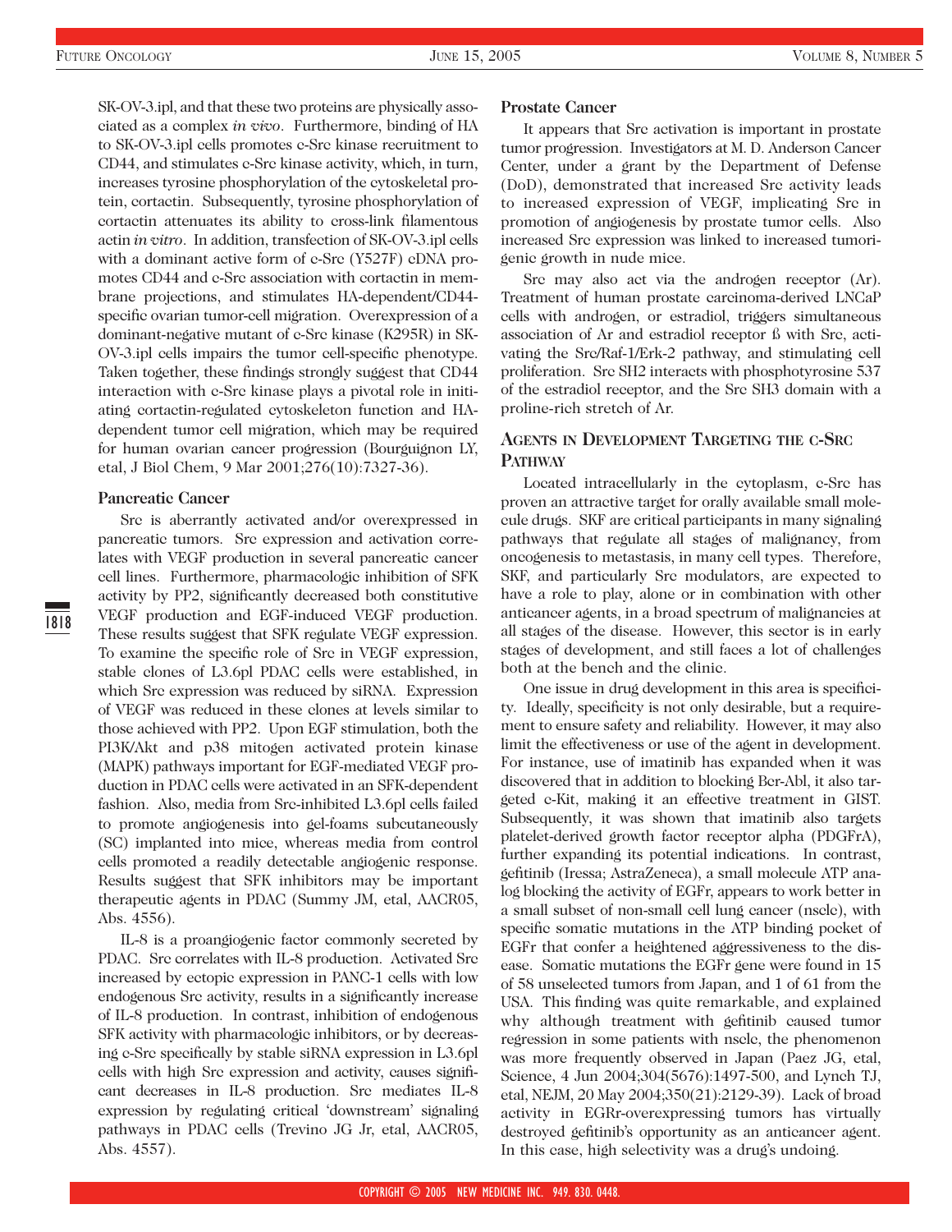SK-OV-3.ipl, and that these two proteins are physically associated as a complex *in vivo*. Furthermore, binding of HA to SK-OV-3.ipl cells promotes c-Src kinase recruitment to CD44, and stimulates c-Src kinase activity, which, in turn, increases tyrosine phosphorylation of the cytoskeletal protein, cortactin. Subsequently, tyrosine phosphorylation of cortactin attenuates its ability to cross-link filamentous actin *in vitro*. In addition, transfection of SK-OV-3.ipl cells with a dominant active form of c-Src (Y527F) cDNA promotes CD44 and c-Src association with cortactin in membrane projections, and stimulates HA-dependent/CD44-specific ovarian tumor-cell migration. Overexpression of a dominant-negative mutant of c-Src kinase (K295R) in SK-OV-3.ipl cells impairs the tumor cell-specific phenotype. Taken together, these findings strongly suggest that CD44 interaction with c-Src kinase plays a pivotal role in initiating cortactin-regulated cytoskeleton function and HA-dependent tumor cell migration, which may be required for human ovarian cancer progression (Bourguignon LY, etal, J Biol Chem, 9 Mar 2001;276(10):7327-36).

### Pancreatic Cancer

Src is aberrantly activated and/or overexpressed in pancreatic tumors. Src expression and activation correlates with VEGF production in several pancreatic cancer cell lines. Furthermore, pharmacologic inhibition of SFK activity by PP2, significantly decreased both constitutive VEGF production and EGF-induced VEGF production. These results suggest that SFK regulate VEGF expression. To examine the specific role of Src in VEGF expression, stable clones of L3.6pl PDAC cells were established, in which Src expression was reduced by siRNA. Expression of VEGF was reduced in these clones at levels similar to those achieved with PP2. Upon EGF stimulation, both the PI3K/Akt and p38 mitogen activated protein kinase (MAPK) pathways important for EGF-mediated VEGF production in PDAC cells were activated in an SFK-dependent fashion. Also, media from Src-inhibited L3.6pl cells failed to promote angiogenesis into gel-foams subcutaneously (SC) implanted into mice, whereas media from control cells promoted a readily detectable angiogenic response. Results suggest that SFK inhibitors may be important therapeutic agents in PDAC (Summy JM, etal, AACR05, Abs. 4556).

IL-8 is a proangiogenic factor commonly secreted by PDAC. Src correlates with IL-8 production. Activated Src increased by ectopic expression in PANC-1 cells with low endogenous Src activity, results in a significantly increase of IL-8 production. In contrast, inhibition of endogenous SFK activity with pharmacologic inhibitors, or by decreasing c-Src specifically by stable siRNA expression in L3.6pl cells with high Src expression and activity, causes significant decreases in IL-8 production. Src mediates IL-8 expression by regulating critical 'downstream' signaling pathways in PDAC cells (Trevino JG Jr, etal, AACR05, Abs. 4557).

### Prostate Cancer

It appears that Src activation is important in prostate tumor progression. Investigators at M. D. Anderson Cancer Center, under a grant by the Department of Defense (DoD), demonstrated that increased Src activity leads to increased expression of VEGF, implicating Src in promotion of angiogenesis by prostate tumor cells. Also increased Src expression was linked to increased tumorigenic growth in nude mice.

Src may also act via the androgen receptor (Ar). Treatment of human prostate carcinoma-derived LNCaP cells with androgen, or estradiol, triggers simultaneous association of Ar and estradiol receptor ß with Src, activating the Src/Raf-1/Erk-2 pathway, and stimulating cell proliferation. Src SH2 interacts with phosphotyrosine 537 of the estradiol receptor, and the Src SH3 domain with a proline-rich stretch of Ar.

## Agents in Development Targeting the c-Src Pathway

Located intracellularly in the cytoplasm, c-Src has proven an attractive target for orally available small molecule drugs. SKF are critical participants in many signaling pathways that regulate all stages of malignancy, from oncogenesis to metastasis, in many cell types. Therefore, SKF, and particularly Src modulators, are expected to have a role to play, alone or in combination with other anticancer agents, in a broad spectrum of malignancies at all stages of the disease. However, this sector is in early stages of development, and still faces a lot of challenges both at the bench and the clinic.

One issue in drug development in this area is specificity. Ideally, specificity is not only desirable, but a requirement to ensure safety and reliability. However, it may also limit the effectiveness or use of the agent in development. For instance, use of imatinib has expanded when it was discovered that in addition to blocking Bcr-Abl, it also targeted c-Kit, making it an effective treatment in GIST. Subsequently, it was shown that imatinib also targets platelet-derived growth factor receptor alpha (PDGFrA), further expanding its potential indications. In contrast, gefitinib (Iressa; AstraZeneca), a small molecule ATP analog blocking the activity of EGFr, appears to work better in a small subset of non-small cell lung cancer (nsclc), with specific somatic mutations in the ATP binding pocket of EGFr that confer a heightened aggressiveness to the disease. Somatic mutations the EGFr gene were found in 15 of 58 unselected tumors from Japan, and 1 of 61 from the USA. This finding was quite remarkable, and explained why although treatment with gefitinib caused tumor regression in some patients with nsclc, the phenomenon was more frequently observed in Japan (Paez JG, etal, Science, 4 Jun 2004;304(5676):1497-500, and Lynch TJ, etal, NEJM, 20 May 2004;350(21):2129-39). Lack of broad activity in EGRr-overexpressing tumors has virtually destroyed gefitinib's opportunity as an anticancer agent. In this case, high selectivity was a drug's undoing.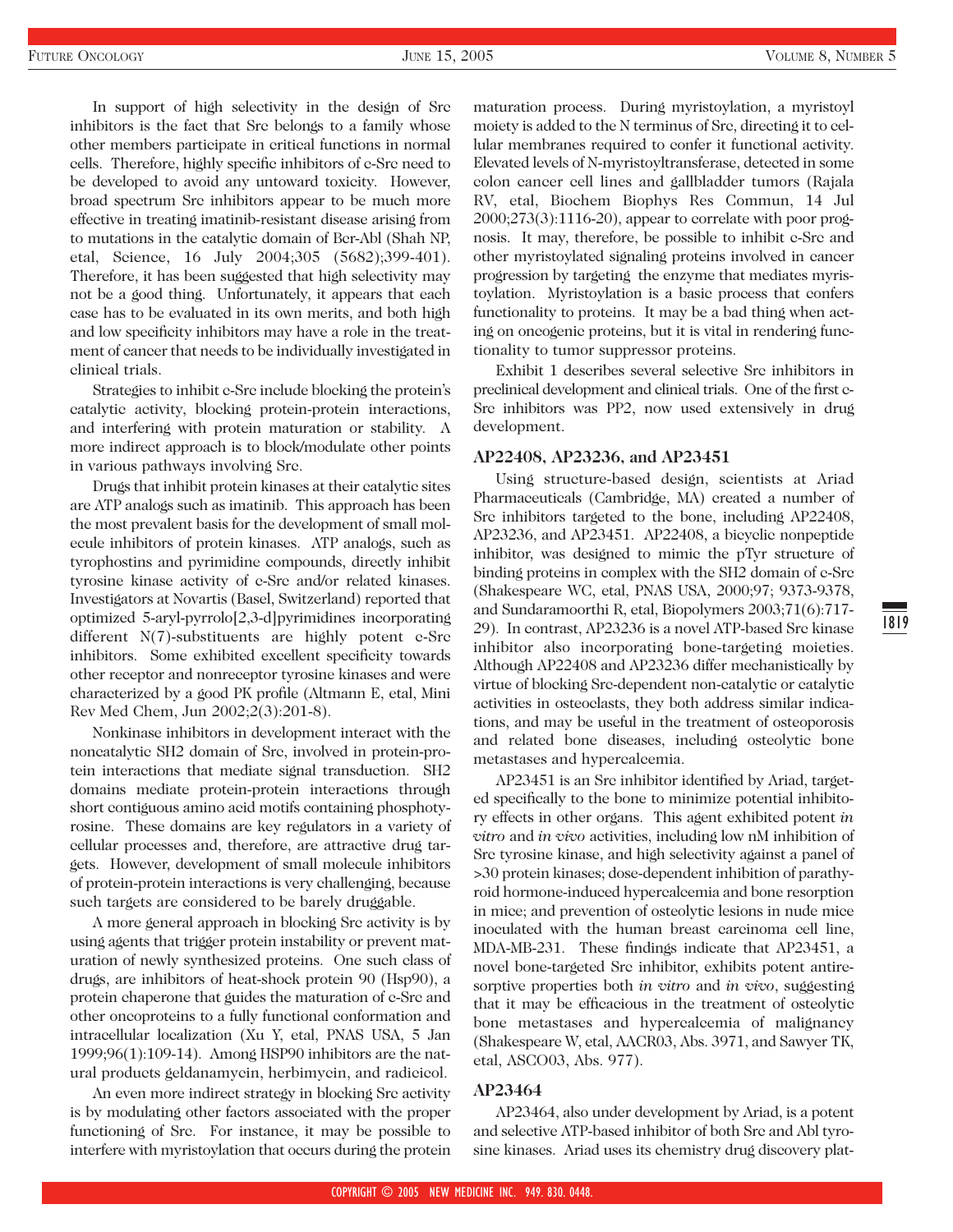In support of high selectivity in the design of Src inhibitors is the fact that Src belongs to a family whose other members participate in critical functions in normal cells. Therefore, highly specific inhibitors of c-Src need to be developed to avoid any untoward toxicity. However, broad spectrum Src inhibitors appear to be much more effective in treating imatinib-resistant disease arising from to mutations in the catalytic domain of Bcr-Abl (Shah NP, etal, Science, 16 July 2004;305 (5682);399-401). Therefore, it has been suggested that high selectivity may not be a good thing. Unfortunately, it appears that each case has to be evaluated in its own merits, and both high and low specificity inhibitors may have a role in the treatment of cancer that needs to be individually investigated in clinical trials.

Strategies to inhibit c-Src include blocking the protein's catalytic activity, blocking protein-protein interactions, and interfering with protein maturation or stability. A more indirect approach is to block/modulate other points in various pathways involving Src.

Drugs that inhibit protein kinases at their catalytic sites are ATP analogs such as imatinib. This approach has been the most prevalent basis for the development of small molecule inhibitors of protein kinases. ATP analogs, such as tyrophostins and pyrimidine compounds, directly inhibit tyrosine kinase activity of c-Src and/or related kinases. Investigators at Novartis (Basel, Switzerland) reported that optimized 5-aryl-pyrrolo[2,3-d]pyrimidines incorporating different N(7)-substituents are highly potent c-Src inhibitors. Some exhibited excellent specificity towards other receptor and nonreceptor tyrosine kinases and were characterized by a good PK profile (Altmann E, etal, Mini Rev Med Chem, Jun 2002;2(3):201-8).

Nonkinase inhibitors in development interact with the noncatalytic SH2 domain of Src, involved in protein-protein interactions that mediate signal transduction. SH2 domains mediate protein-protein interactions through short contiguous amino acid motifs containing phosphotyrosine. These domains are key regulators in a variety of cellular processes and, therefore, are attractive drug targets. However, development of small molecule inhibitors of protein-protein interactions is very challenging, because such targets are considered to be barely druggable.

A more general approach in blocking Src activity is by using agents that trigger protein instability or prevent maturation of newly synthesized proteins. One such class of drugs, are inhibitors of heat-shock protein 90 (Hsp90), a protein chaperone that guides the maturation of c-Src and other oncoproteins to a fully functional conformation and intracellular localization (Xu Y, etal, PNAS USA, 5 Jan 1999;96(1):109-14). Among HSP90 inhibitors are the natural products geldanamycin, herbimycin, and radicicol.

An even more indirect strategy in blocking Src activity is by modulating other factors associated with the proper functioning of Src. For instance, it may be possible to interfere with myristoylation that occurs during the protein maturation process. During myristoylation, a myristoyl moiety is added to the N terminus of Src, directing it to cellular membranes required to confer it functional activity. Elevated levels of N-myristoyltransferase, detected in some colon cancer cell lines and gallbladder tumors (Rajala RV, etal, Biochem Biophys Res Commun, 14 Jul 2000;273(3):1116-20), appear to correlate with poor prognosis. It may, therefore, be possible to inhibit c-Src and other myristoylated signaling proteins involved in cancer progression by targeting the enzyme that mediates myristoylation. Myristoylation is a basic process that confers functionality to proteins. It may be a bad thing when acting on oncogenic proteins, but it is vital in rendering functionality to tumor suppressor proteins.

Exhibit 1 describes several selective Src inhibitors in preclinical development and clinical trials. One of the first c-Src inhibitors was PP2, now used extensively in drug development.

### AP22408, AP23236, and AP23451

Using structure-based design, scientists at Ariad Pharmaceuticals (Cambridge, MA) created a number of Src inhibitors targeted to the bone, including AP22408, AP23236, and AP23451. AP22408, a bicyclic nonpeptide inhibitor, was designed to mimic the pTyr structure of binding proteins in complex with the SH2 domain of c-Src (Shakespeare WC, etal, PNAS USA, 2000;97; 9373-9378, and Sundaramoorthi R, etal, Biopolymers 2003;71(6):717-29). In contrast, AP23236 is a novel ATP-based Src kinase inhibitor also incorporating bone-targeting moieties. Although AP22408 and AP23236 differ mechanistically by virtue of blocking Src-dependent non-catalytic or catalytic activities in osteoclasts, they both address similar indications, and may be useful in the treatment of osteoporosis and related bone diseases, including osteolytic bone metastases and hypercalcemia.

AP23451 is an Src inhibitor identified by Ariad, targeted specifically to the bone to minimize potential inhibitory effects in other organs. This agent exhibited potent *in vitro* and *in vivo* activities, including low nM inhibition of Src tyrosine kinase, and high selectivity against a panel of >30 protein kinases; dose-dependent inhibition of parathyroid hormone-induced hypercalcemia and bone resorption in mice; and prevention of osteolytic lesions in nude mice inoculated with the human breast carcinoma cell line, MDA-MB-231. These findings indicate that AP23451, a novel bone-targeted Src inhibitor, exhibits potent antiresorptive properties both *in vitro* and *in vivo*, suggesting that it may be efficacious in the treatment of osteolytic bone metastases and hypercalcemia of malignancy (Shakespeare W, etal, AACR03, Abs. 3971, and Sawyer TK, etal, ASCO03, Abs. 977).

### AP23464

AP23464, also under development by Ariad, is a potent and selective ATP-based inhibitor of both Src and Abl tyrosine kinases. Ariad uses its chemistry drug discovery plat-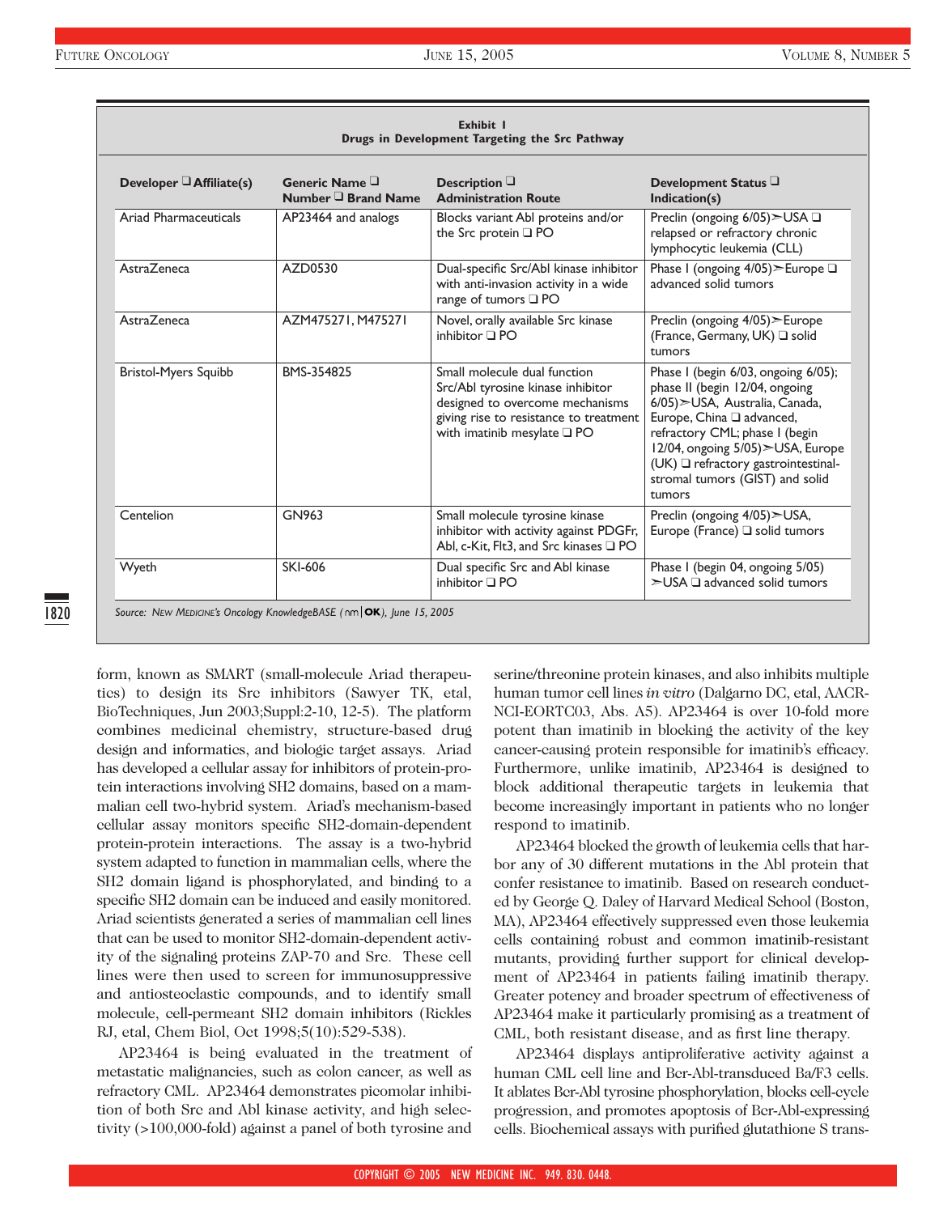**Exhibit 1**
**Drugs in Development Targeting the Src Pathway**

| Developer ❑ Affiliate(s) | Generic Name ❑ Number ❑ Brand Name | Description ❑ Administration Route | Development Status ❑ Indication(s) |
|---|---|---|---|
| Ariad Pharmaceuticals | AP23464 and analogs | Blocks variant Abl proteins and/or the Src protein ❑ PO | Preclin (ongoing 6/05)➢USA ❑ relapsed or refractory chronic lymphocytic leukemia (CLL) |
| AstraZeneca | AZD0530 | Dual-specific Src/Abl kinase inhibitor with anti-invasion activity in a wide range of tumors ❑ PO | Phase I (ongoing 4/05)➢Europe ❑ advanced solid tumors |
| AstraZeneca | AZM475271, M475271 | Novel, orally available Src kinase inhibitor ❑ PO | Preclin (ongoing 4/05)➢Europe (France, Germany, UK) ❑ solid tumors |
| Bristol-Myers Squibb | BMS-354825 | Small molecule dual function Src/Abl tyrosine kinase inhibitor designed to overcome mechanisms giving rise to resistance to treatment with imatinib mesylate ❑ PO | Phase I (begin 6/03, ongoing 6/05); phase II (begin 12/04, ongoing 6/05)➢USA, Australia, Canada, Europe, China ❑ advanced, refractory CML; phase I (begin 12/04, ongoing 5/05)➢USA, Europe (UK) ❑ refractory gastrointestinal-stromal tumors (GIST) and solid tumors |
| Centelion | GN963 | Small molecule tyrosine kinase inhibitor with activity against PDGFr, Abl, c-Kit, Flt3, and Src kinases ❑ PO | Preclin (ongoing 4/05)➢USA, Europe (France) ❑ solid tumors |
| Wyeth | SKI-606 | Dual specific Src and Abl kinase inhibitor ❑ PO | Phase I (begin 04, ongoing 5/05) ➢USA ❑ advanced solid tumors |

*Source: New Medicine's Oncology KnowledgeBASE (nm|OK), June 15, 2005*

form, known as SMART (small-molecule Ariad therapeutics) to design its Src inhibitors (Sawyer TK, etal, BioTechniques, Jun 2003;Suppl:2-10, 12-5). The platform combines medicinal chemistry, structure-based drug design and informatics, and biologic target assays. Ariad has developed a cellular assay for inhibitors of protein-protein interactions involving SH2 domains, based on a mammalian cell two-hybrid system. Ariad's mechanism-based cellular assay monitors specific SH2-domain-dependent protein-protein interactions. The assay is a two-hybrid system adapted to function in mammalian cells, where the SH2 domain ligand is phosphorylated, and binding to a specific SH2 domain can be induced and easily monitored. Ariad scientists generated a series of mammalian cell lines that can be used to monitor SH2-domain-dependent activity of the signaling proteins ZAP-70 and Src. These cell lines were then used to screen for immunosuppressive and antiosteoclastic compounds, and to identify small molecule, cell-permeant SH2 domain inhibitors (Rickles RJ, etal, Chem Biol, Oct 1998;5(10):529-538).

AP23464 is being evaluated in the treatment of metastatic malignancies, such as colon cancer, as well as refractory CML. AP23464 demonstrates picomolar inhibition of both Src and Abl kinase activity, and high selectivity (>100,000-fold) against a panel of both tyrosine and serine/threonine protein kinases, and also inhibits multiple human tumor cell lines *in vitro* (Dalgarno DC, etal, AACR-NCI-EORTC03, Abs. A5). AP23464 is over 10-fold more potent than imatinib in blocking the activity of the key cancer-causing protein responsible for imatinib's efficacy. Furthermore, unlike imatinib, AP23464 is designed to block additional therapeutic targets in leukemia that become increasingly important in patients who no longer respond to imatinib.

AP23464 blocked the growth of leukemia cells that harbor any of 30 different mutations in the Abl protein that confer resistance to imatinib. Based on research conducted by George Q. Daley of Harvard Medical School (Boston, MA), AP23464 effectively suppressed even those leukemia cells containing robust and common imatinib-resistant mutants, providing further support for clinical development of AP23464 in patients failing imatinib therapy. Greater potency and broader spectrum of effectiveness of AP23464 make it particularly promising as a treatment of CML, both resistant disease, and as first line therapy.

AP23464 displays antiproliferative activity against a human CML cell line and Bcr-Abl-transduced Ba/F3 cells. It ablates Bcr-Abl tyrosine phosphorylation, blocks cell-cycle progression, and promotes apoptosis of Bcr-Abl-expressing cells. Biochemical assays with purified glutathione S trans-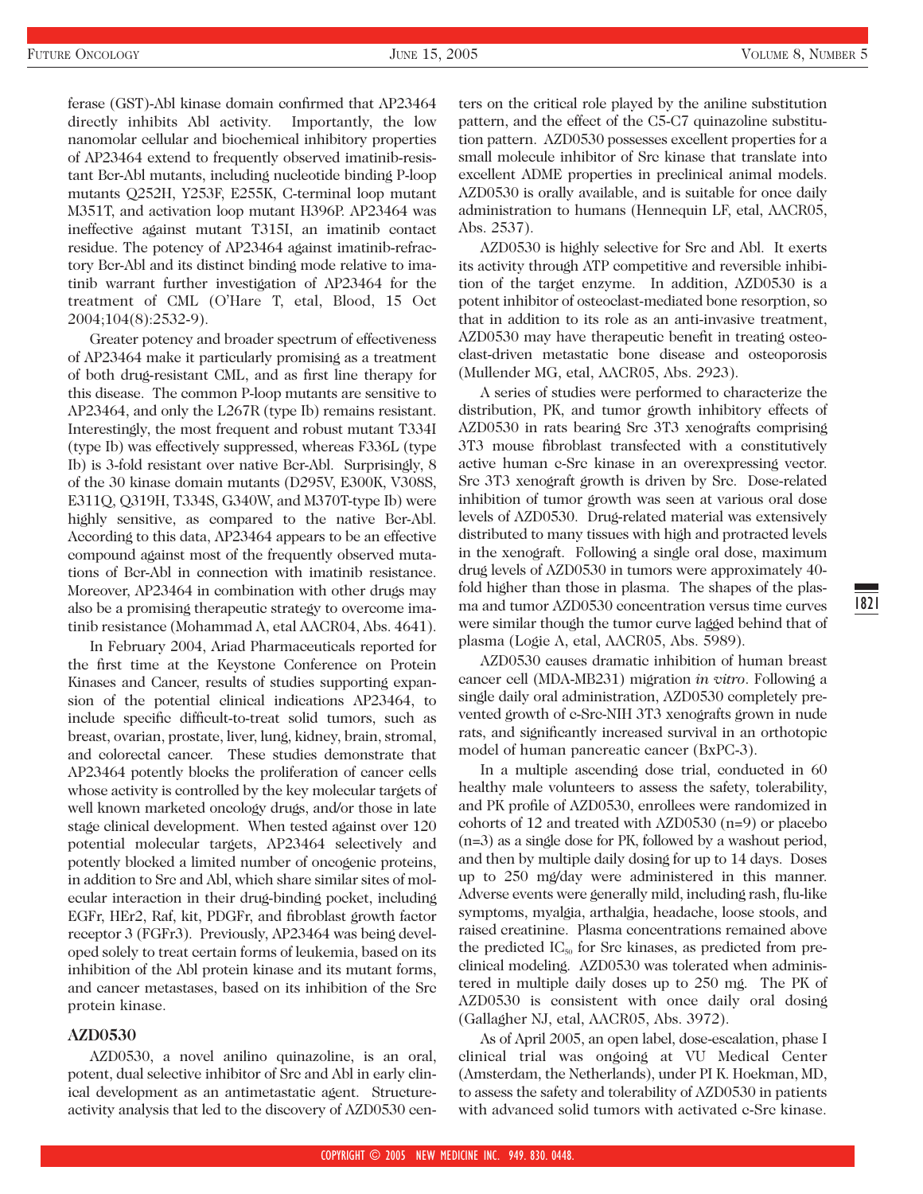ferase (GST)-Abl kinase domain confirmed that AP23464 directly inhibits Abl activity. Importantly, the low nanomolar cellular and biochemical inhibitory properties of AP23464 extend to frequently observed imatinib-resistant Bcr-Abl mutants, including nucleotide binding P-loop mutants Q252H, Y253F, E255K, C-terminal loop mutant M351T, and activation loop mutant H396P. AP23464 was ineffective against mutant T315I, an imatinib contact residue. The potency of AP23464 against imatinib-refractory Bcr-Abl and its distinct binding mode relative to imatinib warrant further investigation of AP23464 for the treatment of CML (O'Hare T, etal, Blood, 15 Oct 2004;104(8):2532-9).

Greater potency and broader spectrum of effectiveness of AP23464 make it particularly promising as a treatment of both drug-resistant CML, and as first line therapy for this disease. The common P-loop mutants are sensitive to AP23464, and only the L267R (type Ib) remains resistant. Interestingly, the most frequent and robust mutant T334I (type Ib) was effectively suppressed, whereas F336L (type Ib) is 3-fold resistant over native Bcr-Abl. Surprisingly, 8 of the 30 kinase domain mutants (D295V, E300K, V308S, E311Q, Q319H, T334S, G340W, and M370T-type Ib) were highly sensitive, as compared to the native Bcr-Abl. According to this data, AP23464 appears to be an effective compound against most of the frequently observed mutations of Bcr-Abl in connection with imatinib resistance. Moreover, AP23464 in combination with other drugs may also be a promising therapeutic strategy to overcome imatinib resistance (Mohammad A, etal AACR04, Abs. 4641).

In February 2004, Ariad Pharmaceuticals reported for the first time at the Keystone Conference on Protein Kinases and Cancer, results of studies supporting expansion of the potential clinical indications AP23464, to include specific difficult-to-treat solid tumors, such as breast, ovarian, prostate, liver, lung, kidney, brain, stromal, and colorectal cancer. These studies demonstrate that AP23464 potently blocks the proliferation of cancer cells whose activity is controlled by the key molecular targets of well known marketed oncology drugs, and/or those in late stage clinical development. When tested against over 120 potential molecular targets, AP23464 selectively and potently blocked a limited number of oncogenic proteins, in addition to Src and Abl, which share similar sites of molecular interaction in their drug-binding pocket, including EGFr, HEr2, Raf, kit, PDGFr, and fibroblast growth factor receptor 3 (FGFr3). Previously, AP23464 was being developed solely to treat certain forms of leukemia, based on its inhibition of the Abl protein kinase and its mutant forms, and cancer metastases, based on its inhibition of the Src protein kinase.

### AZD0530

AZD0530, a novel anilino quinazoline, is an oral, potent, dual selective inhibitor of Src and Abl in early clinical development as an antimetastatic agent. Structure-activity analysis that led to the discovery of AZD0530 centers on the critical role played by the aniline substitution pattern, and the effect of the C5-C7 quinazoline substitution pattern. AZD0530 possesses excellent properties for a small molecule inhibitor of Src kinase that translate into excellent ADME properties in preclinical animal models. AZD0530 is orally available, and is suitable for once daily administration to humans (Hennequin LF, etal, AACR05, Abs. 2537).

AZD0530 is highly selective for Src and Abl. It exerts its activity through ATP competitive and reversible inhibition of the target enzyme. In addition, AZD0530 is a potent inhibitor of osteoclast-mediated bone resorption, so that in addition to its role as an anti-invasive treatment, AZD0530 may have therapeutic benefit in treating osteoclast-driven metastatic bone disease and osteoporosis (Mullender MG, etal, AACR05, Abs. 2923).

A series of studies were performed to characterize the distribution, PK, and tumor growth inhibitory effects of AZD0530 in rats bearing Src 3T3 xenografts comprising 3T3 mouse fibroblast transfected with a constitutively active human c-Src kinase in an overexpressing vector. Src 3T3 xenograft growth is driven by Src. Dose-related inhibition of tumor growth was seen at various oral dose levels of AZD0530. Drug-related material was extensively distributed to many tissues with high and protracted levels in the xenograft. Following a single oral dose, maximum drug levels of AZD0530 in tumors were approximately 40-fold higher than those in plasma. The shapes of the plasma and tumor AZD0530 concentration versus time curves were similar though the tumor curve lagged behind that of plasma (Logie A, etal, AACR05, Abs. 5989).

AZD0530 causes dramatic inhibition of human breast cancer cell (MDA-MB231) migration *in vitro*. Following a single daily oral administration, AZD0530 completely prevented growth of c-Src-NIH 3T3 xenografts grown in nude rats, and significantly increased survival in an orthotopic model of human pancreatic cancer (BxPC-3).

In a multiple ascending dose trial, conducted in 60 healthy male volunteers to assess the safety, tolerability, and PK profile of AZD0530, enrollees were randomized in cohorts of 12 and treated with AZD0530 (n=9) or placebo (n=3) as a single dose for PK, followed by a washout period, and then by multiple daily dosing for up to 14 days. Doses up to 250 mg/day were administered in this manner. Adverse events were generally mild, including rash, flu-like symptoms, myalgia, arthalgia, headache, loose stools, and raised creatinine. Plasma concentrations remained above the predicted $IC_{50}$ for Src kinases, as predicted from preclinical modeling. AZD0530 was tolerated when administered in multiple daily doses up to 250 mg. The PK of AZD0530 is consistent with once daily oral dosing (Gallagher NJ, etal, AACR05, Abs. 3972).

As of April 2005, an open label, dose-escalation, phase I clinical trial was ongoing at VU Medical Center (Amsterdam, the Netherlands), under PI K. Hoekman, MD, to assess the safety and tolerability of AZD0530 in patients with advanced solid tumors with activated c-Src kinase.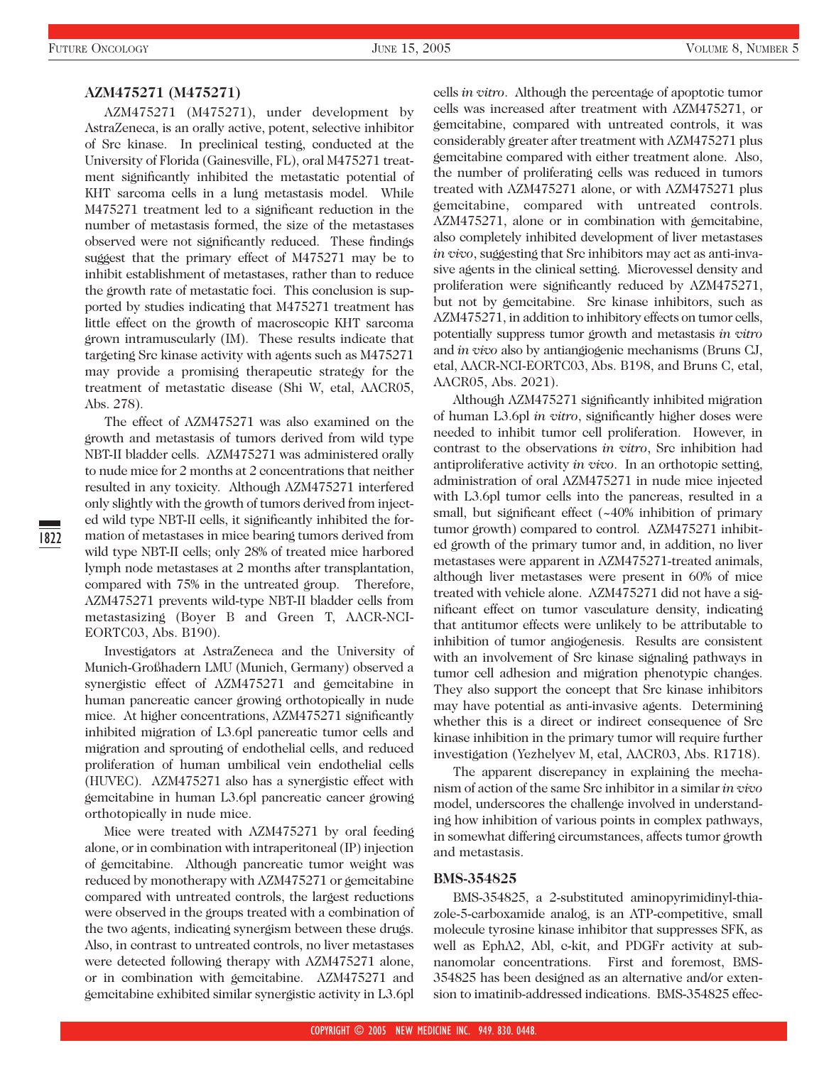### AZM475271 (M475271)

AZM475271 (M475271), under development by AstraZeneca, is an orally active, potent, selective inhibitor of Src kinase. In preclinical testing, conducted at the University of Florida (Gainesville, FL), oral M475271 treatment significantly inhibited the metastatic potential of KHT sarcoma cells in a lung metastasis model. While M475271 treatment led to a significant reduction in the number of metastasis formed, the size of the metastases observed were not significantly reduced. These findings suggest that the primary effect of M475271 may be to inhibit establishment of metastases, rather than to reduce the growth rate of metastatic foci. This conclusion is supported by studies indicating that M475271 treatment has little effect on the growth of macroscopic KHT sarcoma grown intramuscularly (IM). These results indicate that targeting Src kinase activity with agents such as M475271 may provide a promising therapeutic strategy for the treatment of metastatic disease (Shi W, etal, AACR05, Abs. 278).

The effect of AZM475271 was also examined on the growth and metastasis of tumors derived from wild type NBT-II bladder cells. AZM475271 was administered orally to nude mice for 2 months at 2 concentrations that neither resulted in any toxicity. Although AZM475271 interfered only slightly with the growth of tumors derived from injected wild type NBT-II cells, it significantly inhibited the formation of metastases in mice bearing tumors derived from wild type NBT-II cells; only 28% of treated mice harbored lymph node metastases at 2 months after transplantation, compared with 75% in the untreated group. Therefore, AZM475271 prevents wild-type NBT-II bladder cells from metastasizing (Boyer B and Green T, AACR-NCI-EORTC03, Abs. B190).

Investigators at AstraZeneca and the University of Munich-Großhadern LMU (Munich, Germany) observed a synergistic effect of AZM475271 and gemcitabine in human pancreatic cancer growing orthotopically in nude mice. At higher concentrations, AZM475271 significantly inhibited migration of L3.6pl pancreatic tumor cells and migration and sprouting of endothelial cells, and reduced proliferation of human umbilical vein endothelial cells (HUVEC). AZM475271 also has a synergistic effect with gemcitabine in human L3.6pl pancreatic cancer growing orthotopically in nude mice.

Mice were treated with AZM475271 by oral feeding alone, or in combination with intraperitoneal (IP) injection of gemcitabine. Although pancreatic tumor weight was reduced by monotherapy with AZM475271 or gemcitabine compared with untreated controls, the largest reductions were observed in the groups treated with a combination of the two agents, indicating synergism between these drugs. Also, in contrast to untreated controls, no liver metastases were detected following therapy with AZM475271 alone, or in combination with gemcitabine. AZM475271 and gemcitabine exhibited similar synergistic activity in L3.6pl cells *in vitro*. Although the percentage of apoptotic tumor cells was increased after treatment with AZM475271, or gemcitabine, compared with untreated controls, it was considerably greater after treatment with AZM475271 plus gemcitabine compared with either treatment alone. Also, the number of proliferating cells was reduced in tumors treated with AZM475271 alone, or with AZM475271 plus gemcitabine, compared with untreated controls. AZM475271, alone or in combination with gemcitabine, also completely inhibited development of liver metastases *in vivo*, suggesting that Src inhibitors may act as anti-invasive agents in the clinical setting. Microvessel density and proliferation were significantly reduced by AZM475271, but not by gemcitabine. Src kinase inhibitors, such as AZM475271, in addition to inhibitory effects on tumor cells, potentially suppress tumor growth and metastasis *in vitro* and *in vivo* also by antiangiogenic mechanisms (Bruns CJ, etal, AACR-NCI-EORTC03, Abs. B198, and Bruns C, etal, AACR05, Abs. 2021).

Although AZM475271 significantly inhibited migration of human L3.6pl *in vitro*, significantly higher doses were needed to inhibit tumor cell proliferation. However, in contrast to the observations *in vitro*, Src inhibition had antiproliferative activity *in vivo*. In an orthotopic setting, administration of oral AZM475271 in nude mice injected with L3.6pl tumor cells into the pancreas, resulted in a small, but significant effect (~40% inhibition of primary tumor growth) compared to control. AZM475271 inhibited growth of the primary tumor and, in addition, no liver metastases were apparent in AZM475271-treated animals, although liver metastases were present in 60% of mice treated with vehicle alone. AZM475271 did not have a significant effect on tumor vasculature density, indicating that antitumor effects were unlikely to be attributable to inhibition of tumor angiogenesis. Results are consistent with an involvement of Src kinase signaling pathways in tumor cell adhesion and migration phenotypic changes. They also support the concept that Src kinase inhibitors may have potential as anti-invasive agents. Determining whether this is a direct or indirect consequence of Src kinase inhibition in the primary tumor will require further investigation (Yezhelyev M, etal, AACR03, Abs. R1718).

The apparent discrepancy in explaining the mechanism of action of the same Src inhibitor in a similar *in vivo* model, underscores the challenge involved in understanding how inhibition of various points in complex pathways, in somewhat differing circumstances, affects tumor growth and metastasis.

### BMS-354825

BMS-354825, a 2-substituted aminopyrimidinyl-thiazole-5-carboxamide analog, is an ATP-competitive, small molecule tyrosine kinase inhibitor that suppresses SFK, as well as EphA2, Abl, c-kit, and PDGFr activity at subnanomolar concentrations. First and foremost, BMS-354825 has been designed as an alternative and/or extension to imatinib-addressed indications. BMS-354825 effec-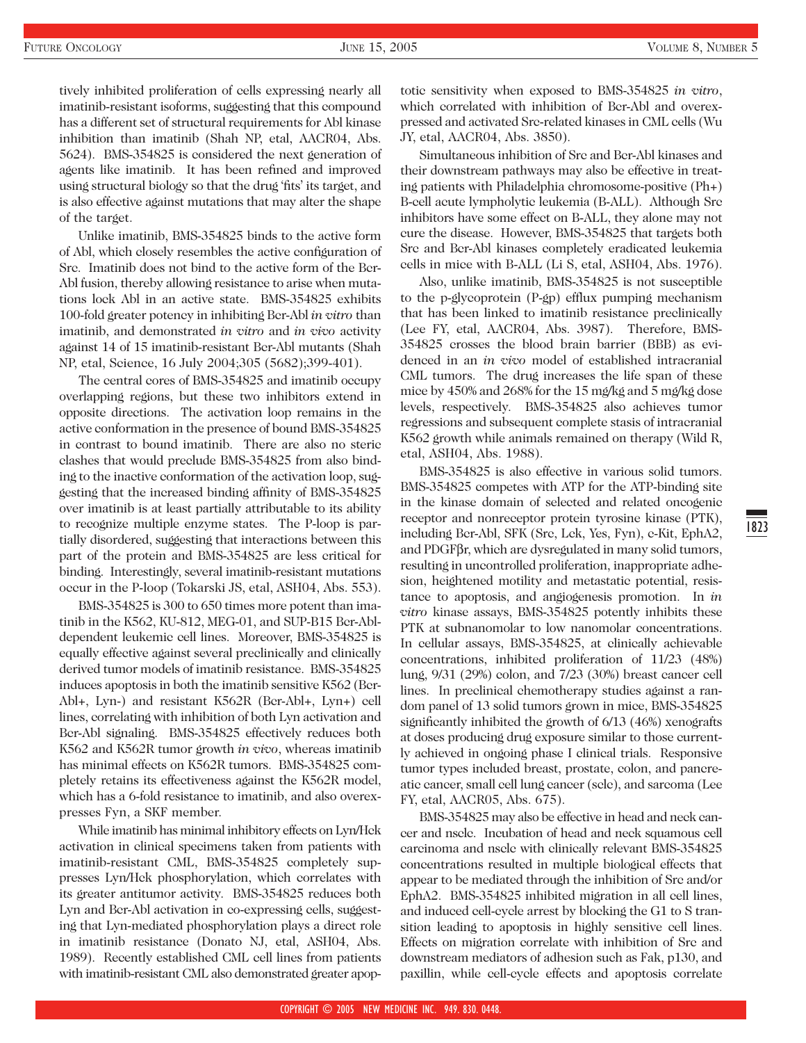tively inhibited proliferation of cells expressing nearly all imatinib-resistant isoforms, suggesting that this compound has a different set of structural requirements for Abl kinase inhibition than imatinib (Shah NP, etal, AACR04, Abs. 5624). BMS-354825 is considered the next generation of agents like imatinib. It has been refined and improved using structural biology so that the drug 'fits' its target, and is also effective against mutations that may alter the shape of the target.

Unlike imatinib, BMS-354825 binds to the active form of Abl, which closely resembles the active configuration of Src. Imatinib does not bind to the active form of the Bcr-Abl fusion, thereby allowing resistance to arise when mutations lock Abl in an active state. BMS-354825 exhibits 100-fold greater potency in inhibiting Bcr-Abl *in vitro* than imatinib, and demonstrated *in vitro* and *in vivo* activity against 14 of 15 imatinib-resistant Bcr-Abl mutants (Shah NP, etal, Science, 16 July 2004;305 (5682);399-401).

The central cores of BMS-354825 and imatinib occupy overlapping regions, but these two inhibitors extend in opposite directions. The activation loop remains in the active conformation in the presence of bound BMS-354825 in contrast to bound imatinib. There are also no steric clashes that would preclude BMS-354825 from also binding to the inactive conformation of the activation loop, suggesting that the increased binding affinity of BMS-354825 over imatinib is at least partially attributable to its ability to recognize multiple enzyme states. The P-loop is partially disordered, suggesting that interactions between this part of the protein and BMS-354825 are less critical for binding. Interestingly, several imatinib-resistant mutations occur in the P-loop (Tokarski JS, etal, ASH04, Abs. 553).

BMS-354825 is 300 to 650 times more potent than imatinib in the K562, KU-812, MEG-01, and SUP-B15 Bcr-Abl-dependent leukemic cell lines. Moreover, BMS-354825 is equally effective against several preclinically and clinically derived tumor models of imatinib resistance. BMS-354825 induces apoptosis in both the imatinib sensitive K562 (Bcr-Abl+, Lyn-) and resistant K562R (Bcr-Abl+, Lyn+) cell lines, correlating with inhibition of both Lyn activation and Bcr-Abl signaling. BMS-354825 effectively reduces both K562 and K562R tumor growth *in vivo*, whereas imatinib has minimal effects on K562R tumors. BMS-354825 completely retains its effectiveness against the K562R model, which has a 6-fold resistance to imatinib, and also overexpresses Fyn, a SKF member.

While imatinib has minimal inhibitory effects on Lyn/Hck activation in clinical specimens taken from patients with imatinib-resistant CML, BMS-354825 completely suppresses Lyn/Hck phosphorylation, which correlates with its greater antitumor activity. BMS-354825 reduces both Lyn and Bcr-Abl activation in co-expressing cells, suggesting that Lyn-mediated phosphorylation plays a direct role in imatinib resistance (Donato NJ, etal, ASH04, Abs. 1989). Recently established CML cell lines from patients with imatinib-resistant CML also demonstrated greater apoptotic sensitivity when exposed to BMS-354825 *in vitro*, which correlated with inhibition of Bcr-Abl and overexpressed and activated Src-related kinases in CML cells (Wu JY, etal, AACR04, Abs. 3850).

Simultaneous inhibition of Src and Bcr-Abl kinases and their downstream pathways may also be effective in treating patients with Philadelphia chromosome-positive (Ph+) B-cell acute lympholytic leukemia (B-ALL). Although Src inhibitors have some effect on B-ALL, they alone may not cure the disease. However, BMS-354825 that targets both Src and Bcr-Abl kinases completely eradicated leukemia cells in mice with B-ALL (Li S, etal, ASH04, Abs. 1976).

Also, unlike imatinib, BMS-354825 is not susceptible to the p-glycoprotein (P-gp) efflux pumping mechanism that has been linked to imatinib resistance preclinically (Lee FY, etal, AACR04, Abs. 3987). Therefore, BMS-354825 crosses the blood brain barrier (BBB) as evidenced in an *in vivo* model of established intracranial CML tumors. The drug increases the life span of these mice by 450% and 268% for the 15 mg/kg and 5 mg/kg dose levels, respectively. BMS-354825 also achieves tumor regressions and subsequent complete stasis of intracranial K562 growth while animals remained on therapy (Wild R, etal, ASH04, Abs. 1988).

BMS-354825 is also effective in various solid tumors. BMS-354825 competes with ATP for the ATP-binding site in the kinase domain of selected and related oncogenic receptor and nonreceptor protein tyrosine kinase (PTK), including Bcr-Abl, SFK (Src, Lck, Yes, Fyn), c-Kit, EphA2, and PDGFβr, which are dysregulated in many solid tumors, resulting in uncontrolled proliferation, inappropriate adhesion, heightened motility and metastatic potential, resistance to apoptosis, and angiogenesis promotion. In *in vitro* kinase assays, BMS-354825 potently inhibits these PTK at subnanomolar to low nanomolar concentrations. In cellular assays, BMS-354825, at clinically achievable concentrations, inhibited proliferation of 11/23 (48%) lung, 9/31 (29%) colon, and 7/23 (30%) breast cancer cell lines. In preclinical chemotherapy studies against a random panel of 13 solid tumors grown in mice, BMS-354825 significantly inhibited the growth of 6/13 (46%) xenografts at doses producing drug exposure similar to those currently achieved in ongoing phase I clinical trials. Responsive tumor types included breast, prostate, colon, and pancreatic cancer, small cell lung cancer (sclc), and sarcoma (Lee FY, etal, AACR05, Abs. 675).

BMS-354825 may also be effective in head and neck cancer and nsclc. Incubation of head and neck squamous cell carcinoma and nsclc with clinically relevant BMS-354825 concentrations resulted in multiple biological effects that appear to be mediated through the inhibition of Src and/or EphA2. BMS-354825 inhibited migration in all cell lines, and induced cell-cycle arrest by blocking the G1 to S transition leading to apoptosis in highly sensitive cell lines. Effects on migration correlate with inhibition of Src and downstream mediators of adhesion such as Fak, p130, and paxillin, while cell-cycle effects and apoptosis correlate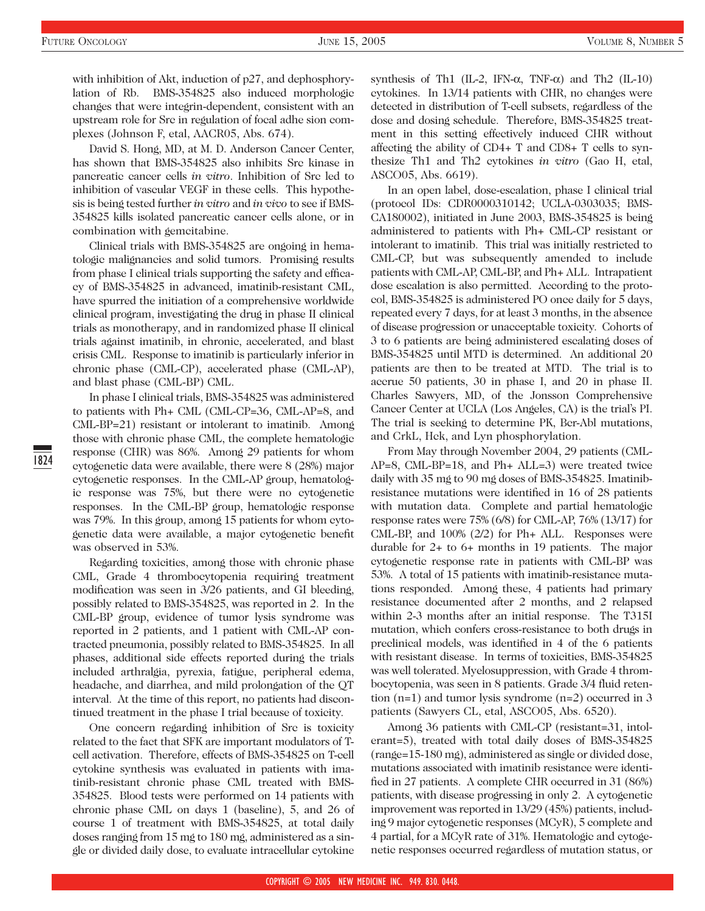with inhibition of Akt, induction of p27, and dephosphorylation of Rb. BMS-354825 also induced morphologic changes that were integrin-dependent, consistent with an upstream role for Src in regulation of focal adhe sion complexes (Johnson F, etal, AACR05, Abs. 674).

David S. Hong, MD, at M. D. Anderson Cancer Center, has shown that BMS-354825 also inhibits Src kinase in pancreatic cancer cells *in vitro*. Inhibition of Src led to inhibition of vascular VEGF in these cells. This hypothesis is being tested further *in vitro* and *in vivo* to see if BMS-354825 kills isolated pancreatic cancer cells alone, or in combination with gemcitabine.

Clinical trials with BMS-354825 are ongoing in hematologic malignancies and solid tumors. Promising results from phase I clinical trials supporting the safety and efficacy of BMS-354825 in advanced, imatinib-resistant CML, have spurred the initiation of a comprehensive worldwide clinical program, investigating the drug in phase II clinical trials as monotherapy, and in randomized phase II clinical trials against imatinib, in chronic, accelerated, and blast crisis CML. Response to imatinib is particularly inferior in chronic phase (CML-CP), accelerated phase (CML-AP), and blast phase (CML-BP) CML.

In phase I clinical trials, BMS-354825 was administered to patients with Ph+ CML (CML-CP=36, CML-AP=8, and CML-BP=21) resistant or intolerant to imatinib. Among those with chronic phase CML, the complete hematologic response (CHR) was 86%. Among 29 patients for whom cytogenetic data were available, there were 8 (28%) major cytogenetic responses. In the CML-AP group, hematologic response was 75%, but there were no cytogenetic responses. In the CML-BP group, hematologic response was 79%. In this group, among 15 patients for whom cytogenetic data were available, a major cytogenetic benefit was observed in 53%.

Regarding toxicities, among those with chronic phase CML, Grade 4 thrombocytopenia requiring treatment modification was seen in 3/26 patients, and GI bleeding, possibly related to BMS-354825, was reported in 2. In the CML-BP group, evidence of tumor lysis syndrome was reported in 2 patients, and 1 patient with CML-AP contracted pneumonia, possibly related to BMS-354825. In all phases, additional side effects reported during the trials included arthralgia, pyrexia, fatigue, peripheral edema, headache, and diarrhea, and mild prolongation of the QT interval. At the time of this report, no patients had discontinued treatment in the phase I trial because of toxicity.

One concern regarding inhibition of Src is toxicity related to the fact that SFK are important modulators of T-cell activation. Therefore, effects of BMS-354825 on T-cell cytokine synthesis was evaluated in patients with imatinib-resistant chronic phase CML treated with BMS-354825. Blood tests were performed on 14 patients with chronic phase CML on days 1 (baseline), 5, and 26 of course 1 of treatment with BMS-354825, at total daily doses ranging from 15 mg to 180 mg, administered as a single or divided daily dose, to evaluate intracellular cytokine synthesis of Th1 (IL-2, IFN-α, TNF-α) and Th2 (IL-10) cytokines. In 13/14 patients with CHR, no changes were detected in distribution of T-cell subsets, regardless of the dose and dosing schedule. Therefore, BMS-354825 treatment in this setting effectively induced CHR without affecting the ability of CD4+ T and CD8+ T cells to synthesize Th1 and Th2 cytokines *in vitro* (Gao H, etal, ASCO05, Abs. 6619).

In an open label, dose-escalation, phase I clinical trial (protocol IDs: CDR0000310142; UCLA-0303035; BMS-CA180002), initiated in June 2003, BMS-354825 is being administered to patients with Ph+ CML-CP resistant or intolerant to imatinib. This trial was initially restricted to CML-CP, but was subsequently amended to include patients with CML-AP, CML-BP, and Ph+ ALL. Intrapatient dose escalation is also permitted. According to the protocol, BMS-354825 is administered PO once daily for 5 days, repeated every 7 days, for at least 3 months, in the absence of disease progression or unacceptable toxicity. Cohorts of 3 to 6 patients are being administered escalating doses of BMS-354825 until MTD is determined. An additional 20 patients are then to be treated at MTD. The trial is to accrue 50 patients, 30 in phase I, and 20 in phase II. Charles Sawyers, MD, of the Jonsson Comprehensive Cancer Center at UCLA (Los Angeles, CA) is the trial's PI. The trial is seeking to determine PK, Bcr-Abl mutations, and CrkL, Hck, and Lyn phosphorylation.

From May through November 2004, 29 patients (CML-AP=8, CML-BP=18, and Ph+ ALL=3) were treated twice daily with 35 mg to 90 mg doses of BMS-354825. Imatinib-resistance mutations were identified in 16 of 28 patients with mutation data. Complete and partial hematologic response rates were 75% (6/8) for CML-AP, 76% (13/17) for CML-BP, and 100% (2/2) for Ph+ ALL. Responses were durable for 2+ to 6+ months in 19 patients. The major cytogenetic response rate in patients with CML-BP was 53%. A total of 15 patients with imatinib-resistance mutations responded. Among these, 4 patients had primary resistance documented after 2 months, and 2 relapsed within 2-3 months after an initial response. The T315I mutation, which confers cross-resistance to both drugs in preclinical models, was identified in 4 of the 6 patients with resistant disease. In terms of toxicities, BMS-354825 was well tolerated. Myelosuppression, with Grade 4 thrombocytopenia, was seen in 8 patients. Grade 3/4 fluid retention (n=1) and tumor lysis syndrome (n=2) occurred in 3 patients (Sawyers CL, etal, ASCO05, Abs. 6520).

Among 36 patients with CML-CP (resistant=31, intolerant=5), treated with total daily doses of BMS-354825 (range=15-180 mg), administered as single or divided dose, mutations associated with imatinib resistance were identified in 27 patients. A complete CHR occurred in 31 (86%) patients, with disease progressing in only 2. A cytogenetic improvement was reported in 13/29 (45%) patients, including 9 major cytogenetic responses (MCyR), 5 complete and 4 partial, for a MCyR rate of 31%. Hematologic and cytogenetic responses occurred regardless of mutation status, or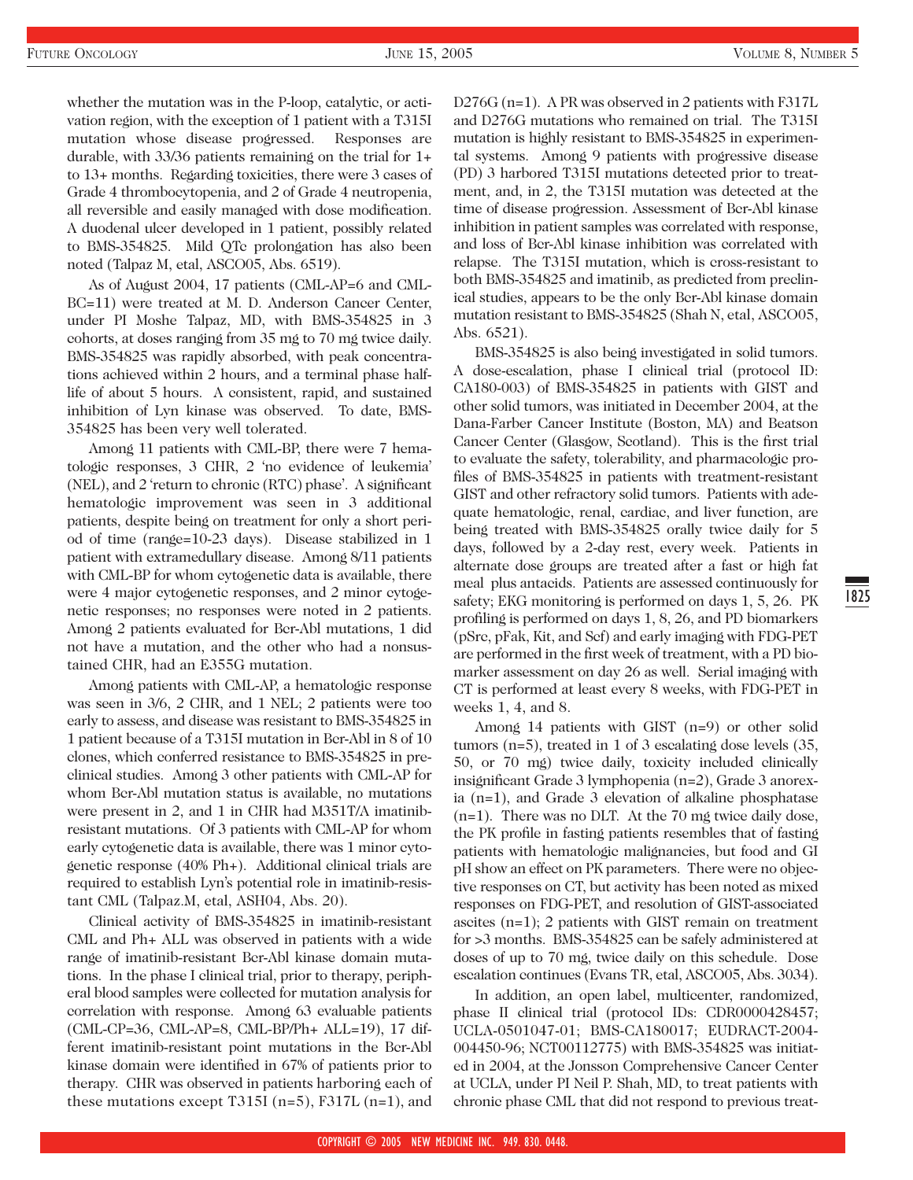whether the mutation was in the P-loop, catalytic, or activation region, with the exception of 1 patient with a T315I mutation whose disease progressed. Responses are durable, with 33/36 patients remaining on the trial for 1+ to 13+ months. Regarding toxicities, there were 3 cases of Grade 4 thrombocytopenia, and 2 of Grade 4 neutropenia, all reversible and easily managed with dose modification. A duodenal ulcer developed in 1 patient, possibly related to BMS-354825. Mild QTc prolongation has also been noted (Talpaz M, etal, ASCO05, Abs. 6519).

As of August 2004, 17 patients (CML-AP=6 and CML-BC=11) were treated at M. D. Anderson Cancer Center, under PI Moshe Talpaz, MD, with BMS-354825 in 3 cohorts, at doses ranging from 35 mg to 70 mg twice daily. BMS-354825 was rapidly absorbed, with peak concentrations achieved within 2 hours, and a terminal phase half-life of about 5 hours. A consistent, rapid, and sustained inhibition of Lyn kinase was observed. To date, BMS-354825 has been very well tolerated.

Among 11 patients with CML-BP, there were 7 hematologic responses, 3 CHR, 2 'no evidence of leukemia' (NEL), and 2 'return to chronic (RTC) phase'. A significant hematologic improvement was seen in 3 additional patients, despite being on treatment for only a short period of time (range=10-23 days). Disease stabilized in 1 patient with extramedullary disease. Among 8/11 patients with CML-BP for whom cytogenetic data is available, there were 4 major cytogenetic responses, and 2 minor cytogenetic responses; no responses were noted in 2 patients. Among 2 patients evaluated for Bcr-Abl mutations, 1 did not have a mutation, and the other who had a nonsustained CHR, had an E355G mutation.

Among patients with CML-AP, a hematologic response was seen in 3/6, 2 CHR, and 1 NEL; 2 patients were too early to assess, and disease was resistant to BMS-354825 in 1 patient because of a T315I mutation in Bcr-Abl in 8 of 10 clones, which conferred resistance to BMS-354825 in preclinical studies. Among 3 other patients with CML-AP for whom Bcr-Abl mutation status is available, no mutations were present in 2, and 1 in CHR had M351T/A imatinib-resistant mutations. Of 3 patients with CML-AP for whom early cytogenetic data is available, there was 1 minor cytogenetic response (40% Ph+). Additional clinical trials are required to establish Lyn's potential role in imatinib-resistant CML (Talpaz.M, etal, ASH04, Abs. 20).

Clinical activity of BMS-354825 in imatinib-resistant CML and Ph+ ALL was observed in patients with a wide range of imatinib-resistant Bcr-Abl kinase domain mutations. In the phase I clinical trial, prior to therapy, peripheral blood samples were collected for mutation analysis for correlation with response. Among 63 evaluable patients (CML-CP=36, CML-AP=8, CML-BP/Ph+ ALL=19), 17 different imatinib-resistant point mutations in the Bcr-Abl kinase domain were identified in 67% of patients prior to therapy. CHR was observed in patients harboring each of these mutations except T315I (n=5), F317L (n=1), and D276G (n=1). A PR was observed in 2 patients with F317L and D276G mutations who remained on trial. The T315I mutation is highly resistant to BMS-354825 in experimental systems. Among 9 patients with progressive disease (PD) 3 harbored T315I mutations detected prior to treatment, and, in 2, the T315I mutation was detected at the time of disease progression. Assessment of Bcr-Abl kinase inhibition in patient samples was correlated with response, and loss of Bcr-Abl kinase inhibition was correlated with relapse. The T315I mutation, which is cross-resistant to both BMS-354825 and imatinib, as predicted from preclinical studies, appears to be the only Bcr-Abl kinase domain mutation resistant to BMS-354825 (Shah N, etal, ASCO05, Abs. 6521).

BMS-354825 is also being investigated in solid tumors. A dose-escalation, phase I clinical trial (protocol ID: CA180-003) of BMS-354825 in patients with GIST and other solid tumors, was initiated in December 2004, at the Dana-Farber Cancer Institute (Boston, MA) and Beatson Cancer Center (Glasgow, Scotland). This is the first trial to evaluate the safety, tolerability, and pharmacologic profiles of BMS-354825 in patients with treatment-resistant GIST and other refractory solid tumors. Patients with adequate hematologic, renal, cardiac, and liver function, are being treated with BMS-354825 orally twice daily for 5 days, followed by a 2-day rest, every week. Patients in alternate dose groups are treated after a fast or high fat meal plus antacids. Patients are assessed continuously for safety; EKG monitoring is performed on days 1, 5, 26. PK profiling is performed on days 1, 8, 26, and PD biomarkers (pSrc, pFak, Kit, and Scf) and early imaging with FDG-PET are performed in the first week of treatment, with a PD biomarker assessment on day 26 as well. Serial imaging with CT is performed at least every 8 weeks, with FDG-PET in weeks 1, 4, and 8.

Among 14 patients with GIST (n=9) or other solid tumors (n=5), treated in 1 of 3 escalating dose levels (35, 50, or 70 mg) twice daily, toxicity included clinically insignificant Grade 3 lymphopenia (n=2), Grade 3 anorexia (n=1), and Grade 3 elevation of alkaline phosphatase (n=1). There was no DLT. At the 70 mg twice daily dose, the PK profile in fasting patients resembles that of fasting patients with hematologic malignancies, but food and GI pH show an effect on PK parameters. There were no objective responses on CT, but activity has been noted as mixed responses on FDG-PET, and resolution of GIST-associated ascites (n=1); 2 patients with GIST remain on treatment for >3 months. BMS-354825 can be safely administered at doses of up to 70 mg, twice daily on this schedule. Dose escalation continues (Evans TR, etal, ASCO05, Abs. 3034).

In addition, an open label, multicenter, randomized, phase II clinical trial (protocol IDs: CDR0000428457; UCLA-0501047-01; BMS-CA180017; EUDRACT-2004-004450-96; NCT00112775) with BMS-354825 was initiated in 2004, at the Jonsson Comprehensive Cancer Center at UCLA, under PI Neil P. Shah, MD, to treat patients with chronic phase CML that did not respond to previous treat-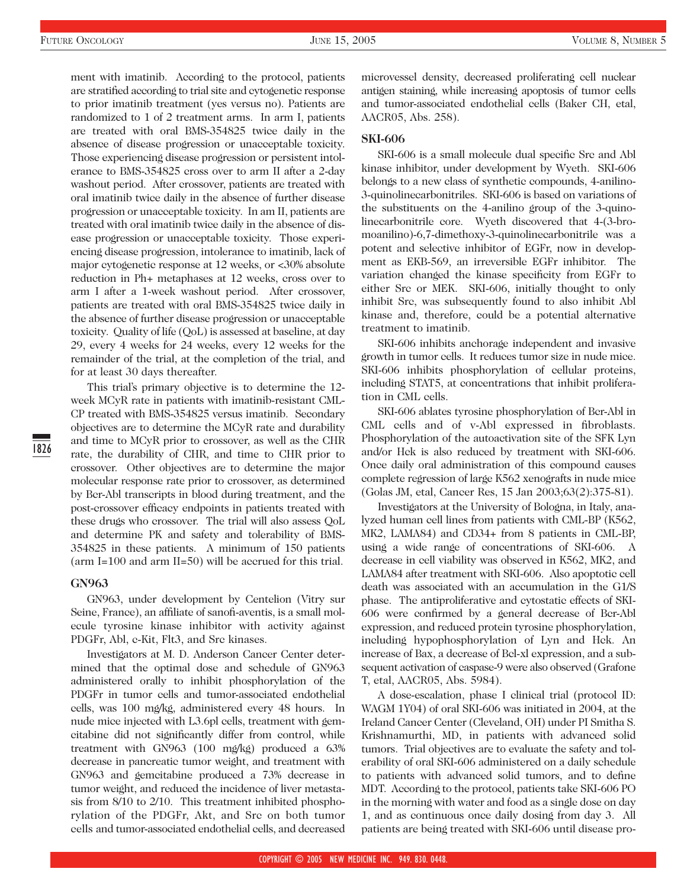ment with imatinib. According to the protocol, patients are stratified according to trial site and cytogenetic response to prior imatinib treatment (yes versus no). Patients are randomized to 1 of 2 treatment arms. In arm I, patients are treated with oral BMS-354825 twice daily in the absence of disease progression or unacceptable toxicity. Those experiencing disease progression or persistent intolerance to BMS-354825 cross over to arm II after a 2-day washout period. After crossover, patients are treated with oral imatinib twice daily in the absence of further disease progression or unacceptable toxicity. In am II, patients are treated with oral imatinib twice daily in the absence of disease progression or unacceptable toxicity. Those experiencing disease progression, intolerance to imatinib, lack of major cytogenetic response at 12 weeks, or <30% absolute reduction in Ph+ metaphases at 12 weeks, cross over to arm I after a 1-week washout period. After crossover, patients are treated with oral BMS-354825 twice daily in the absence of further disease progression or unacceptable toxicity. Quality of life (QoL) is assessed at baseline, at day 29, every 4 weeks for 24 weeks, every 12 weeks for the remainder of the trial, at the completion of the trial, and for at least 30 days thereafter.

This trial's primary objective is to determine the 12-week MCyR rate in patients with imatinib-resistant CML-CP treated with BMS-354825 versus imatinib. Secondary objectives are to determine the MCyR rate and durability and time to MCyR prior to crossover, as well as the CHR rate, the durability of CHR, and time to CHR prior to crossover. Other objectives are to determine the major molecular response rate prior to crossover, as determined by Bcr-Abl transcripts in blood during treatment, and the post-crossover efficacy endpoints in patients treated with these drugs who crossover. The trial will also assess QoL and determine PK and safety and tolerability of BMS-354825 in these patients. A minimum of 150 patients (arm I=100 and arm II=50) will be accrued for this trial.

### GN963

GN963, under development by Centelion (Vitry sur Seine, France), an affiliate of sanofi-aventis, is a small molecule tyrosine kinase inhibitor with activity against PDGFr, Abl, c-Kit, Flt3, and Src kinases.

Investigators at M. D. Anderson Cancer Center determined that the optimal dose and schedule of GN963 administered orally to inhibit phosphorylation of the PDGFr in tumor cells and tumor-associated endothelial cells, was 100 mg/kg, administered every 48 hours. In nude mice injected with L3.6pl cells, treatment with gemcitabine did not significantly differ from control, while treatment with GN963 (100 mg/kg) produced a 63% decrease in pancreatic tumor weight, and treatment with GN963 and gemcitabine produced a 73% decrease in tumor weight, and reduced the incidence of liver metastasis from 8/10 to 2/10. This treatment inhibited phosphorylation of the PDGFr, Akt, and Src on both tumor cells and tumor-associated endothelial cells, and decreased microvessel density, decreased proliferating cell nuclear antigen staining, while increasing apoptosis of tumor cells and tumor-associated endothelial cells (Baker CH, etal, AACR05, Abs. 258).

### SKI-606

SKI-606 is a small molecule dual specific Src and Abl kinase inhibitor, under development by Wyeth. SKI-606 belongs to a new class of synthetic compounds, 4-anilino-3-quinolinecarbonitriles. SKI-606 is based on variations of the substituents on the 4-anilino group of the 3-quinolinecarbonitrile core. Wyeth discovered that 4-(3-bromoanilino)-6,7-dimethoxy-3-quinolinecarbonitrile was a potent and selective inhibitor of EGFr, now in development as EKB-569, an irreversible EGFr inhibitor. The variation changed the kinase specificity from EGFr to either Src or MEK. SKI-606, initially thought to only inhibit Src, was subsequently found to also inhibit Abl kinase and, therefore, could be a potential alternative treatment to imatinib.

SKI-606 inhibits anchorage independent and invasive growth in tumor cells. It reduces tumor size in nude mice. SKI-606 inhibits phosphorylation of cellular proteins, including STAT5, at concentrations that inhibit proliferation in CML cells.

SKI-606 ablates tyrosine phosphorylation of Bcr-Abl in CML cells and of v-Abl expressed in fibroblasts. Phosphorylation of the autoactivation site of the SFK Lyn and/or Hck is also reduced by treatment with SKI-606. Once daily oral administration of this compound causes complete regression of large K562 xenografts in nude mice (Golas JM, etal, Cancer Res, 15 Jan 2003;63(2):375-81).

Investigators at the University of Bologna, in Italy, analyzed human cell lines from patients with CML-BP (K562, MK2, LAMA84) and CD34+ from 8 patients in CML-BP, using a wide range of concentrations of SKI-606. A decrease in cell viability was observed in K562, MK2, and LAMA84 after treatment with SKI-606. Also apoptotic cell death was associated with an accumulation in the G1/S phase. The antiproliferative and cytostatic effects of SKI-606 were confirmed by a general decrease of Bcr-Abl expression, and reduced protein tyrosine phosphorylation, including hypophosphorylation of Lyn and Hck. An increase of Bax, a decrease of Bcl-xl expression, and a subsequent activation of caspase-9 were also observed (Grafone T, etal, AACR05, Abs. 5984).

A dose-escalation, phase I clinical trial (protocol ID: WAGM 1Y04) of oral SKI-606 was initiated in 2004, at the Ireland Cancer Center (Cleveland, OH) under PI Smitha S. Krishnamurthi, MD, in patients with advanced solid tumors. Trial objectives are to evaluate the safety and tolerability of oral SKI-606 administered on a daily schedule to patients with advanced solid tumors, and to define MDT. According to the protocol, patients take SKI-606 PO in the morning with water and food as a single dose on day 1, and as continuous once daily dosing from day 3. All patients are being treated with SKI-606 until disease pro-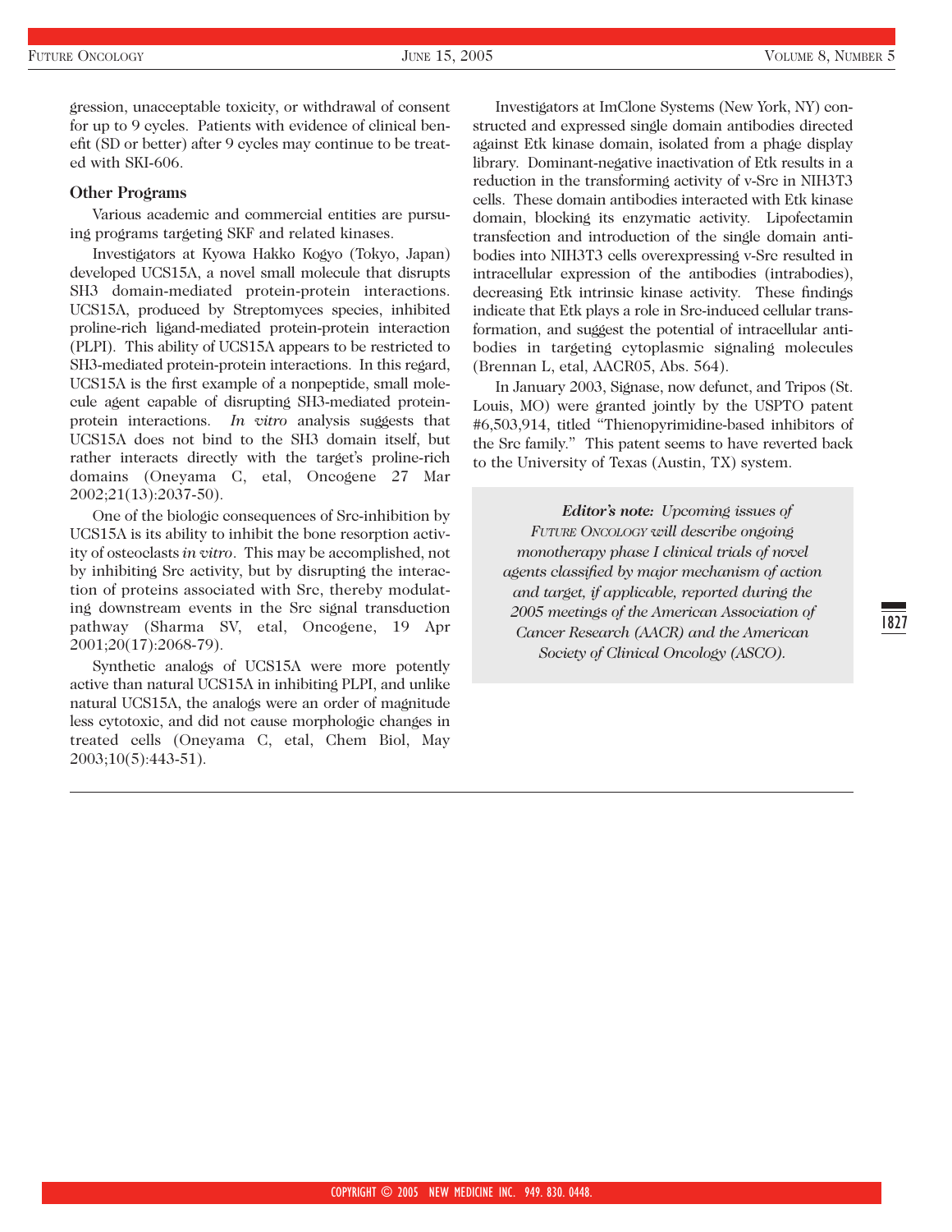gression, unacceptable toxicity, or withdrawal of consent for up to 9 cycles. Patients with evidence of clinical benefit (SD or better) after 9 cycles may continue to be treated with SKI-606.

### Other Programs

Various academic and commercial entities are pursuing programs targeting SKF and related kinases.

Investigators at Kyowa Hakko Kogyo (Tokyo, Japan) developed UCS15A, a novel small molecule that disrupts SH3 domain-mediated protein-protein interactions. UCS15A, produced by Streptomyces species, inhibited proline-rich ligand-mediated protein-protein interaction (PLPI). This ability of UCS15A appears to be restricted to SH3-mediated protein-protein interactions. In this regard, UCS15A is the first example of a nonpeptide, small molecule agent capable of disrupting SH3-mediated protein-protein interactions. *In vitro* analysis suggests that UCS15A does not bind to the SH3 domain itself, but rather interacts directly with the target's proline-rich domains (Oneyama C, etal, Oncogene 27 Mar 2002;21(13):2037-50).

One of the biologic consequences of Src-inhibition by UCS15A is its ability to inhibit the bone resorption activity of osteoclasts *in vitro*. This may be accomplished, not by inhibiting Src activity, but by disrupting the interaction of proteins associated with Src, thereby modulating downstream events in the Src signal transduction pathway (Sharma SV, etal, Oncogene, 19 Apr 2001;20(17):2068-79).

Synthetic analogs of UCS15A were more potently active than natural UCS15A in inhibiting PLPI, and unlike natural UCS15A, the analogs were an order of magnitude less cytotoxic, and did not cause morphologic changes in treated cells (Oneyama C, etal, Chem Biol, May 2003;10(5):443-51).

Investigators at ImClone Systems (New York, NY) constructed and expressed single domain antibodies directed against Etk kinase domain, isolated from a phage display library. Dominant-negative inactivation of Etk results in a reduction in the transforming activity of v-Src in NIH3T3 cells. These domain antibodies interacted with Etk kinase domain, blocking its enzymatic activity. Lipofectamin transfection and introduction of the single domain antibodies into NIH3T3 cells overexpressing v-Src resulted in intracellular expression of the antibodies (intrabodies), decreasing Etk intrinsic kinase activity. These findings indicate that Etk plays a role in Src-induced cellular transformation, and suggest the potential of intracellular antibodies in targeting cytoplasmic signaling molecules (Brennan L, etal, AACR05, Abs. 564).

In January 2003, Signase, now defunct, and Tripos (St. Louis, MO) were granted jointly by the USPTO patent #6,503,914, titled "Thienopyrimidine-based inhibitors of the Src family." This patent seems to have reverted back to the University of Texas (Austin, TX) system.

> ***Editor's note:*** *Upcoming issues of FUTURE ONCOLOGY will describe ongoing monotherapy phase I clinical trials of novel agents classified by major mechanism of action and target, if applicable, reported during the 2005 meetings of the American Association of Cancer Research (AACR) and the American Society of Clinical Oncology (ASCO).*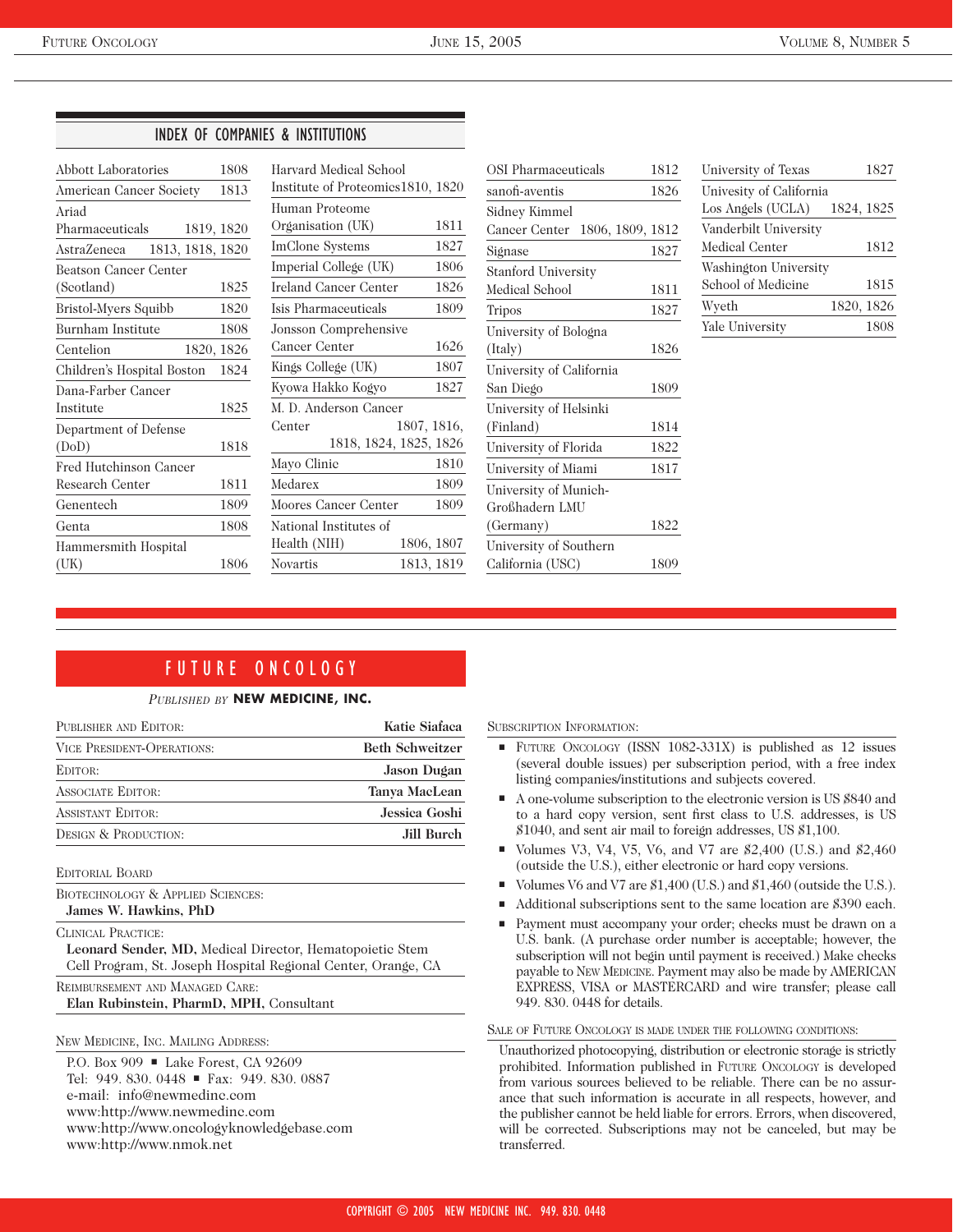## INDEX OF COMPANIES & INSTITUTIONS

| Company/Institution | Pages |
|---|---|
| Abbott Laboratories | 1808 |
| American Cancer Society | 1813 |
| Ariad Pharmaceuticals | 1819, 1820 |
| AstraZeneca | 1813, 1818, 1820 |
| Beatson Cancer Center (Scotland) | 1825 |
| Bristol-Myers Squibb | 1820 |
| Burnham Institute | 1808 |
| Centelion | 1820, 1826 |
| Children's Hospital Boston | 1824 |
| Dana-Farber Cancer Institute | 1825 |
| Department of Defense (DoD) | 1818 |
| Fred Hutchinson Cancer Research Center | 1811 |
| Genentech | 1809 |
| Genta | 1808 |
| Hammersmith Hospital (UK) | 1806 |
| Harvard Medical School Institute of Proteomics | 1810, 1820 |
| Human Proteome Organisation (UK) | 1811 |
| ImClone Systems | 1827 |
| Imperial College (UK) | 1806 |
| Ireland Cancer Center | 1826 |
| Isis Pharmaceuticals | 1809 |
| Jonsson Comprehensive Cancer Center | 1626 |
| Kings College (UK) | 1807 |
| Kyowa Hakko Kogyo | 1827 |
| M. D. Anderson Cancer Center | 1807, 1816, 1818, 1824, 1825, 1826 |
| Mayo Clinic | 1810 |
| Medarex | 1809 |
| Moores Cancer Center | 1809 |
| National Institutes of Health (NIH) | 1806, 1807 |
| Novartis | 1813, 1819 |
| OSI Pharmaceuticals | 1812 |
| sanofi-aventis | 1826 |
| Sidney Kimmel Cancer Center | 1806, 1809, 1812 |
| Signase | 1827 |
| Stanford University Medical School | 1811 |
| Tripos | 1827 |
| University of Bologna (Italy) | 1826 |
| University of California San Diego | 1809 |
| University of Helsinki (Finland) | 1814 |
| University of Florida | 1822 |
| University of Miami | 1817 |
| University of Munich-Großhadern LMU (Germany) | 1822 |
| University of Southern California (USC) | 1809 |
| University of Texas | 1827 |
| Univesity of California Los Angels (UCLA) | 1824, 1825 |
| Vanderbilt University Medical Center | 1812 |
| Washington University School of Medicine | 1815 |
| Wyeth | 1820, 1826 |
| Yale University | 1808 |

## FUTURE ONCOLOGY

*Published by* **NEW MEDICINE, INC.**

| | |
|---|---|
| Publisher and Editor: | **Katie Siafaca** |
| Vice President-Operations: | **Beth Schweitzer** |
| Editor: | **Jason Dugan** |
| Associate Editor: | **Tanya MacLean** |
| Assistant Editor: | **Jessica Goshi** |
| Design & Production: | **Jill Burch** |

Editorial Board

Biotechnology & Applied Sciences:
**James W. Hawkins, PhD**

Clinical Practice:
**Leonard Sender, MD,** Medical Director, Hematopoietic Stem Cell Program, St. Joseph Hospital Regional Center, Orange, CA

Reimbursement and Managed Care:
**Elan Rubinstein, PharmD, MPH,** Consultant

New Medicine, Inc. Mailing Address:

P.O. Box 909 ▪ Lake Forest, CA 92609
Tel: 949. 830. 0448 ▪ Fax: 949. 830. 0887
e-mail: info@newmedinc.com
www:http://www.newmedinc.com
www:http://www.oncologyknowledgebase.com
www:http://www.nmok.net

Subscription Information:

- Future Oncology (ISSN 1082-331X) is published as 12 issues (several double issues) per subscription period, with a free index listing companies/institutions and subjects covered.
- A one-volume subscription to the electronic version is US $840 and to a hard copy version, sent first class to U.S. addresses, is US $1040, and sent air mail to foreign addresses, US $1,100.
- Volumes V3, V4, V5, V6, and V7 are $2,400 (U.S.) and $2,460 (outside the U.S.), either electronic or hard copy versions.
- Volumes V6 and V7 are $1,400 (U.S.) and $1,460 (outside the U.S.).
- Additional subscriptions sent to the same location are $390 each.
- Payment must accompany your order; checks must be drawn on a U.S. bank. (A purchase order number is acceptable; however, the subscription will not begin until payment is received.) Make checks payable to New Medicine. Payment may also be made by AMERICAN EXPRESS, VISA or MASTERCARD and wire transfer; please call 949. 830. 0448 for details.

Sale of Future Oncology is made under the following conditions:

Unauthorized photocopying, distribution or electronic storage is strictly prohibited. Information published in Future Oncology is developed from various sources believed to be reliable. There can be no assurance that such information is accurate in all respects, however, and the publisher cannot be held liable for errors. Errors, when discovered, will be corrected. Subscriptions may not be canceled, but may be transferred.

COPYRIGHT © 2005 NEW MEDICINE INC. 949. 830. 0448